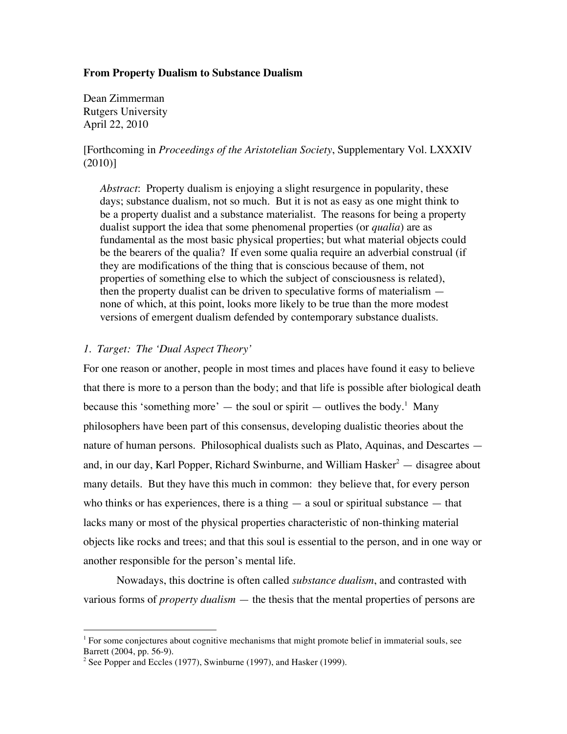# From Property Dualism to Substance Dualism

Dean Zimmerman
Rutgers University
April 22, 2010

[Forthcoming in *Proceedings of the Aristotelian Society*, Supplementary Vol. LXXXIV (2010)]

> *Abstract*: Property dualism is enjoying a slight resurgence in popularity, these days; substance dualism, not so much. But it is not as easy as one might think to be a property dualist and a substance materialist. The reasons for being a property dualist support the idea that some phenomenal properties (or *qualia*) are as fundamental as the most basic physical properties; but what material objects could be the bearers of the qualia? If even some qualia require an adverbial construal (if they are modifications of the thing that is conscious because of them, not properties of something else to which the subject of consciousness is related), then the property dualist can be driven to speculative forms of materialism — none of which, at this point, looks more likely to be true than the more modest versions of emergent dualism defended by contemporary substance dualists.

## *1. Target: The 'Dual Aspect Theory'*

For one reason or another, people in most times and places have found it easy to believe that there is more to a person than the body; and that life is possible after biological death because this 'something more' — the soul or spirit — outlives the body.[1] Many philosophers have been part of this consensus, developing dualistic theories about the nature of human persons. Philosophical dualists such as Plato, Aquinas, and Descartes — and, in our day, Karl Popper, Richard Swinburne, and William Hasker[2] — disagree about many details. But they have this much in common: they believe that, for every person who thinks or has experiences, there is a thing — a soul or spiritual substance — that lacks many or most of the physical properties characteristic of non-thinking material objects like rocks and trees; and that this soul is essential to the person, and in one way or another responsible for the person's mental life.

Nowadays, this doctrine is often called *substance dualism*, and contrasted with various forms of *property dualism* — the thesis that the mental properties of persons are

[1] For some conjectures about cognitive mechanisms that might promote belief in immaterial souls, see Barrett (2004, pp. 56-9).

[2] See Popper and Eccles (1977), Swinburne (1997), and Hasker (1999).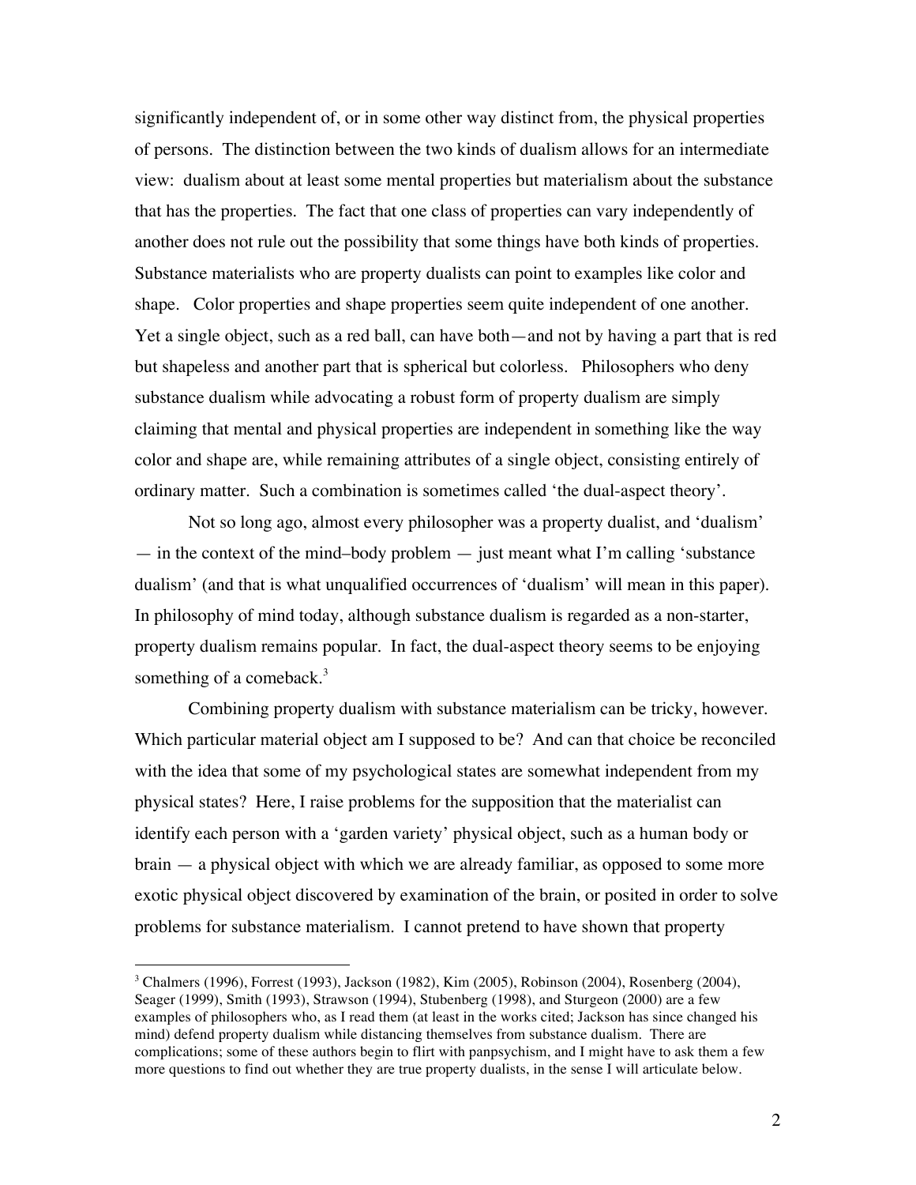significantly independent of, or in some other way distinct from, the physical properties of persons. The distinction between the two kinds of dualism allows for an intermediate view: dualism about at least some mental properties but materialism about the substance that has the properties. The fact that one class of properties can vary independently of another does not rule out the possibility that some things have both kinds of properties. Substance materialists who are property dualists can point to examples like color and shape. Color properties and shape properties seem quite independent of one another. Yet a single object, such as a red ball, can have both—and not by having a part that is red but shapeless and another part that is spherical but colorless. Philosophers who deny substance dualism while advocating a robust form of property dualism are simply claiming that mental and physical properties are independent in something like the way color and shape are, while remaining attributes of a single object, consisting entirely of ordinary matter. Such a combination is sometimes called 'the dual-aspect theory'.

Not so long ago, almost every philosopher was a property dualist, and 'dualism' — in the context of the mind–body problem — just meant what I'm calling 'substance dualism' (and that is what unqualified occurrences of 'dualism' will mean in this paper). In philosophy of mind today, although substance dualism is regarded as a non-starter, property dualism remains popular. In fact, the dual-aspect theory seems to be enjoying something of a comeback.[3]

Combining property dualism with substance materialism can be tricky, however. Which particular material object am I supposed to be? And can that choice be reconciled with the idea that some of my psychological states are somewhat independent from my physical states? Here, I raise problems for the supposition that the materialist can identify each person with a 'garden variety' physical object, such as a human body or brain — a physical object with which we are already familiar, as opposed to some more exotic physical object discovered by examination of the brain, or posited in order to solve problems for substance materialism. I cannot pretend to have shown that property

[3] Chalmers (1996), Forrest (1993), Jackson (1982), Kim (2005), Robinson (2004), Rosenberg (2004), Seager (1999), Smith (1993), Strawson (1994), Stubenberg (1998), and Sturgeon (2000) are a few examples of philosophers who, as I read them (at least in the works cited; Jackson has since changed his mind) defend property dualism while distancing themselves from substance dualism. There are complications; some of these authors begin to flirt with panpsychism, and I might have to ask them a few more questions to find out whether they are true property dualists, in the sense I will articulate below.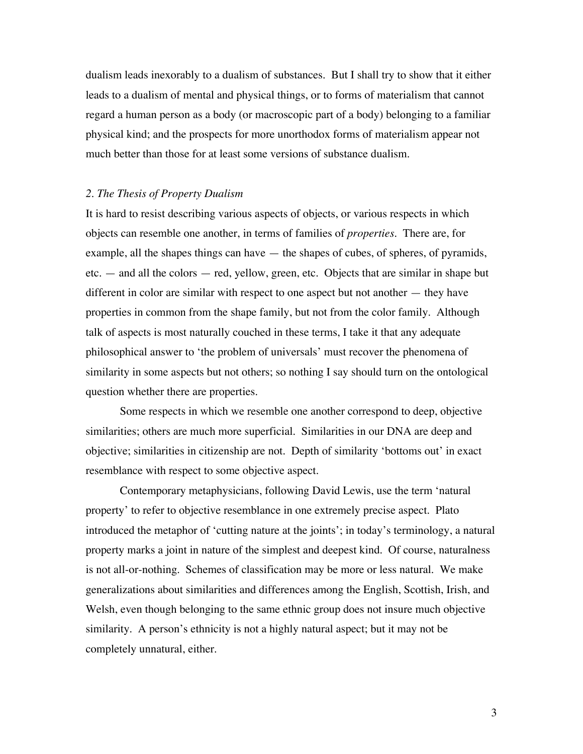dualism leads inexorably to a dualism of substances. But I shall try to show that it either leads to a dualism of mental and physical things, or to forms of materialism that cannot regard a human person as a body (or macroscopic part of a body) belonging to a familiar physical kind; and the prospects for more unorthodox forms of materialism appear not much better than those for at least some versions of substance dualism.

## *2. The Thesis of Property Dualism*

It is hard to resist describing various aspects of objects, or various respects in which objects can resemble one another, in terms of families of *properties*. There are, for example, all the shapes things can have — the shapes of cubes, of spheres, of pyramids, etc. — and all the colors — red, yellow, green, etc. Objects that are similar in shape but different in color are similar with respect to one aspect but not another — they have properties in common from the shape family, but not from the color family. Although talk of aspects is most naturally couched in these terms, I take it that any adequate philosophical answer to 'the problem of universals' must recover the phenomena of similarity in some aspects but not others; so nothing I say should turn on the ontological question whether there are properties.

Some respects in which we resemble one another correspond to deep, objective similarities; others are much more superficial. Similarities in our DNA are deep and objective; similarities in citizenship are not. Depth of similarity 'bottoms out' in exact resemblance with respect to some objective aspect.

Contemporary metaphysicians, following David Lewis, use the term 'natural property' to refer to objective resemblance in one extremely precise aspect. Plato introduced the metaphor of 'cutting nature at the joints'; in today's terminology, a natural property marks a joint in nature of the simplest and deepest kind. Of course, naturalness is not all-or-nothing. Schemes of classification may be more or less natural. We make generalizations about similarities and differences among the English, Scottish, Irish, and Welsh, even though belonging to the same ethnic group does not insure much objective similarity. A person's ethnicity is not a highly natural aspect; but it may not be completely unnatural, either.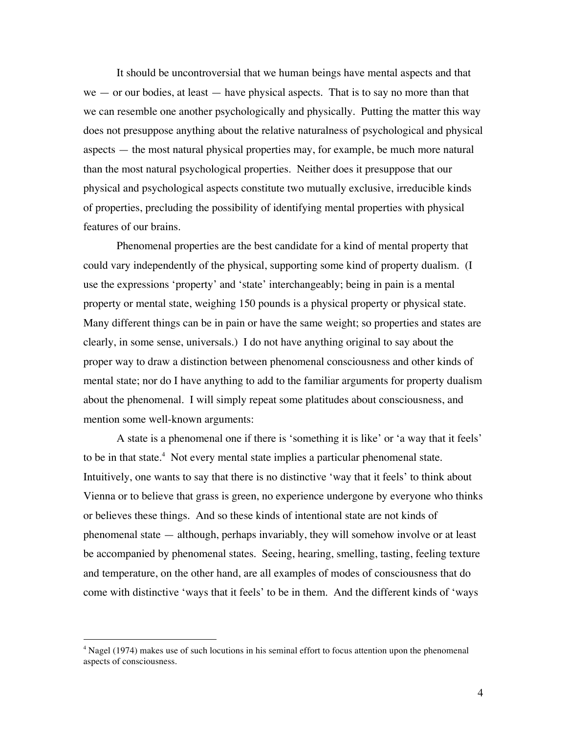It should be uncontroversial that we human beings have mental aspects and that we — or our bodies, at least — have physical aspects. That is to say no more than that we can resemble one another psychologically and physically. Putting the matter this way does not presuppose anything about the relative naturalness of psychological and physical aspects — the most natural physical properties may, for example, be much more natural than the most natural psychological properties. Neither does it presuppose that our physical and psychological aspects constitute two mutually exclusive, irreducible kinds of properties, precluding the possibility of identifying mental properties with physical features of our brains.

Phenomenal properties are the best candidate for a kind of mental property that could vary independently of the physical, supporting some kind of property dualism. (I use the expressions 'property' and 'state' interchangeably; being in pain is a mental property or mental state, weighing 150 pounds is a physical property or physical state. Many different things can be in pain or have the same weight; so properties and states are clearly, in some sense, universals.) I do not have anything original to say about the proper way to draw a distinction between phenomenal consciousness and other kinds of mental state; nor do I have anything to add to the familiar arguments for property dualism about the phenomenal. I will simply repeat some platitudes about consciousness, and mention some well-known arguments:

A state is a phenomenal one if there is 'something it is like' or 'a way that it feels' to be in that state.[4] Not every mental state implies a particular phenomenal state. Intuitively, one wants to say that there is no distinctive 'way that it feels' to think about Vienna or to believe that grass is green, no experience undergone by everyone who thinks or believes these things. And so these kinds of intentional state are not kinds of phenomenal state — although, perhaps invariably, they will somehow involve or at least be accompanied by phenomenal states. Seeing, hearing, smelling, tasting, feeling texture and temperature, on the other hand, are all examples of modes of consciousness that do come with distinctive 'ways that it feels' to be in them. And the different kinds of 'ways

[4] Nagel (1974) makes use of such locutions in his seminal effort to focus attention upon the phenomenal aspects of consciousness.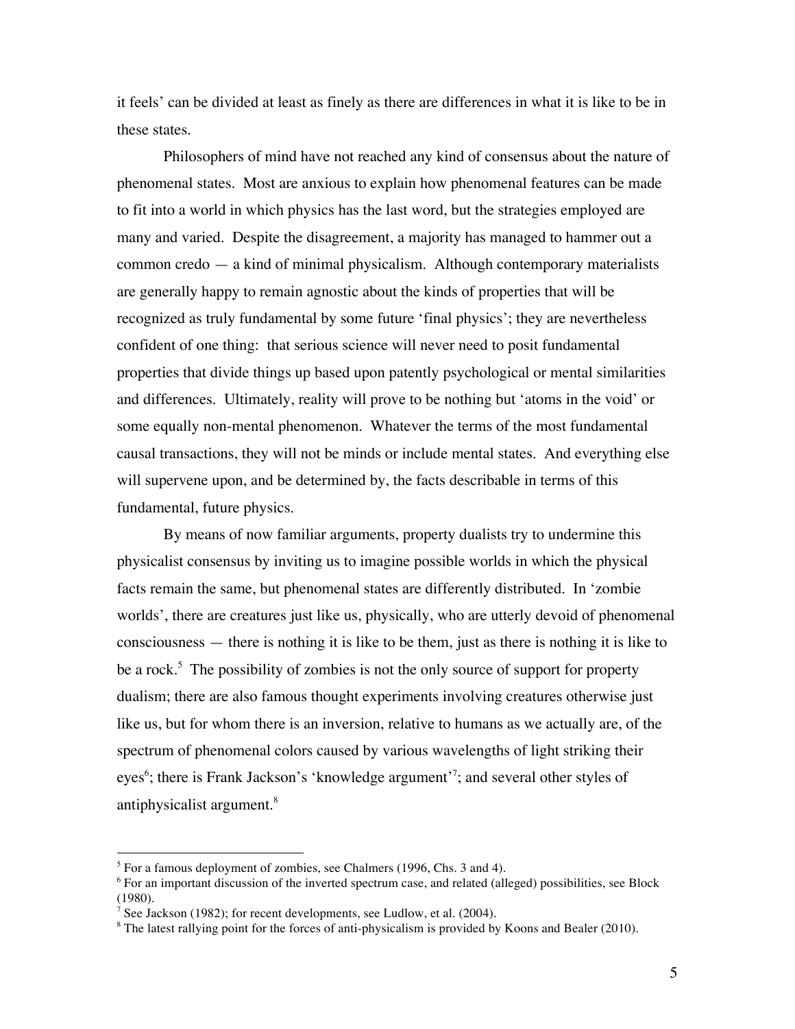it feels' can be divided at least as finely as there are differences in what it is like to be in these states.

Philosophers of mind have not reached any kind of consensus about the nature of phenomenal states. Most are anxious to explain how phenomenal features can be made to fit into a world in which physics has the last word, but the strategies employed are many and varied. Despite the disagreement, a majority has managed to hammer out a common credo — a kind of minimal physicalism. Although contemporary materialists are generally happy to remain agnostic about the kinds of properties that will be recognized as truly fundamental by some future 'final physics'; they are nevertheless confident of one thing: that serious science will never need to posit fundamental properties that divide things up based upon patently psychological or mental similarities and differences. Ultimately, reality will prove to be nothing but 'atoms in the void' or some equally non-mental phenomenon. Whatever the terms of the most fundamental causal transactions, they will not be minds or include mental states. And everything else will supervene upon, and be determined by, the facts describable in terms of this fundamental, future physics.

By means of now familiar arguments, property dualists try to undermine this physicalist consensus by inviting us to imagine possible worlds in which the physical facts remain the same, but phenomenal states are differently distributed. In 'zombie worlds', there are creatures just like us, physically, who are utterly devoid of phenomenal consciousness — there is nothing it is like to be them, just as there is nothing it is like to be a rock.[5] The possibility of zombies is not the only source of support for property dualism; there are also famous thought experiments involving creatures otherwise just like us, but for whom there is an inversion, relative to humans as we actually are, of the spectrum of phenomenal colors caused by various wavelengths of light striking their eyes[6]; there is Frank Jackson's 'knowledge argument'[7]; and several other styles of antiphysicalist argument.[8]

---

[5] For a famous deployment of zombies, see Chalmers (1996, Chs. 3 and 4).

[6] For an important discussion of the inverted spectrum case, and related (alleged) possibilities, see Block (1980).

[7] See Jackson (1982); for recent developments, see Ludlow, et al. (2004).

[8] The latest rallying point for the forces of anti-physicalism is provided by Koons and Bealer (2010).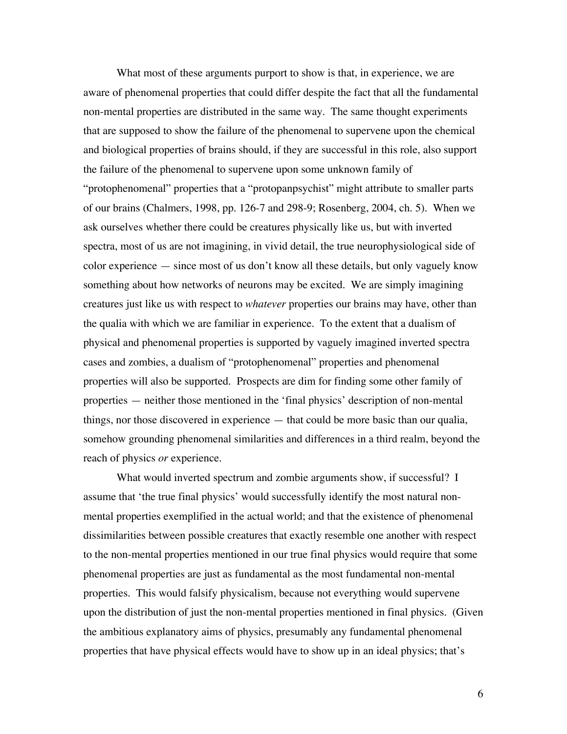What most of these arguments purport to show is that, in experience, we are aware of phenomenal properties that could differ despite the fact that all the fundamental non-mental properties are distributed in the same way. The same thought experiments that are supposed to show the failure of the phenomenal to supervene upon the chemical and biological properties of brains should, if they are successful in this role, also support the failure of the phenomenal to supervene upon some unknown family of "protophenomenal" properties that a "protopanpsychist" might attribute to smaller parts of our brains (Chalmers, 1998, pp. 126-7 and 298-9; Rosenberg, 2004, ch. 5). When we ask ourselves whether there could be creatures physically like us, but with inverted spectra, most of us are not imagining, in vivid detail, the true neurophysiological side of color experience — since most of us don't know all these details, but only vaguely know something about how networks of neurons may be excited. We are simply imagining creatures just like us with respect to *whatever* properties our brains may have, other than the qualia with which we are familiar in experience. To the extent that a dualism of physical and phenomenal properties is supported by vaguely imagined inverted spectra cases and zombies, a dualism of "protophenomenal" properties and phenomenal properties will also be supported. Prospects are dim for finding some other family of properties — neither those mentioned in the 'final physics' description of non-mental things, nor those discovered in experience — that could be more basic than our qualia, somehow grounding phenomenal similarities and differences in a third realm, beyond the reach of physics *or* experience.

What would inverted spectrum and zombie arguments show, if successful? I assume that 'the true final physics' would successfully identify the most natural non-mental properties exemplified in the actual world; and that the existence of phenomenal dissimilarities between possible creatures that exactly resemble one another with respect to the non-mental properties mentioned in our true final physics would require that some phenomenal properties are just as fundamental as the most fundamental non-mental properties. This would falsify physicalism, because not everything would supervene upon the distribution of just the non-mental properties mentioned in final physics. (Given the ambitious explanatory aims of physics, presumably any fundamental phenomenal properties that have physical effects would have to show up in an ideal physics; that's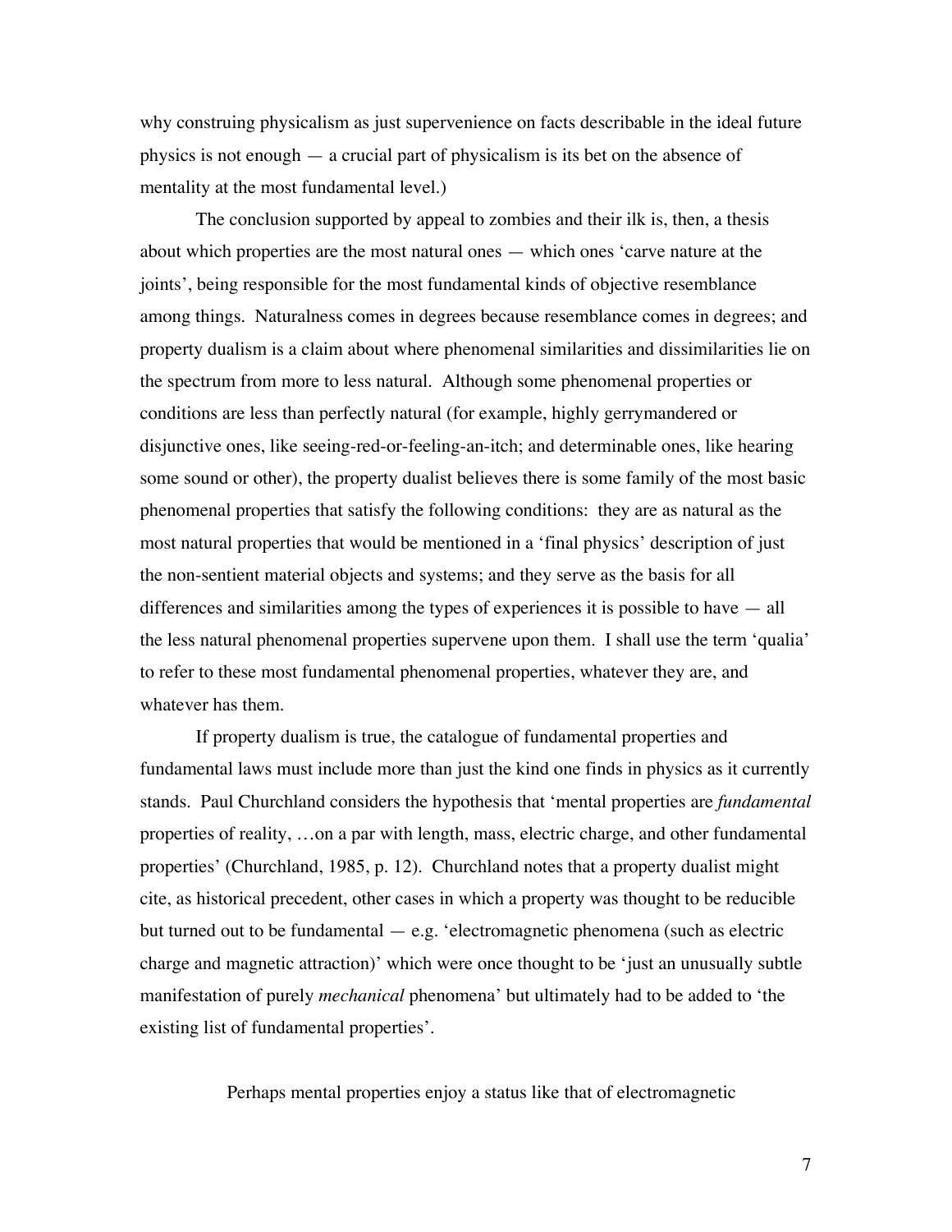why construing physicalism as just supervenience on facts describable in the ideal future physics is not enough — a crucial part of physicalism is its bet on the absence of mentality at the most fundamental level.)

The conclusion supported by appeal to zombies and their ilk is, then, a thesis about which properties are the most natural ones — which ones 'carve nature at the joints', being responsible for the most fundamental kinds of objective resemblance among things. Naturalness comes in degrees because resemblance comes in degrees; and property dualism is a claim about where phenomenal similarities and dissimilarities lie on the spectrum from more to less natural. Although some phenomenal properties or conditions are less than perfectly natural (for example, highly gerrymandered or disjunctive ones, like seeing-red-or-feeling-an-itch; and determinable ones, like hearing some sound or other), the property dualist believes there is some family of the most basic phenomenal properties that satisfy the following conditions: they are as natural as the most natural properties that would be mentioned in a 'final physics' description of just the non-sentient material objects and systems; and they serve as the basis for all differences and similarities among the types of experiences it is possible to have — all the less natural phenomenal properties supervene upon them. I shall use the term 'qualia' to refer to these most fundamental phenomenal properties, whatever they are, and whatever has them.

If property dualism is true, the catalogue of fundamental properties and fundamental laws must include more than just the kind one finds in physics as it currently stands. Paul Churchland considers the hypothesis that 'mental properties are *fundamental* properties of reality, …on a par with length, mass, electric charge, and other fundamental properties' (Churchland, 1985, p. 12). Churchland notes that a property dualist might cite, as historical precedent, other cases in which a property was thought to be reducible but turned out to be fundamental — e.g. 'electromagnetic phenomena (such as electric charge and magnetic attraction)' which were once thought to be 'just an unusually subtle manifestation of purely *mechanical* phenomena' but ultimately had to be added to 'the existing list of fundamental properties'.

Perhaps mental properties enjoy a status like that of electromagnetic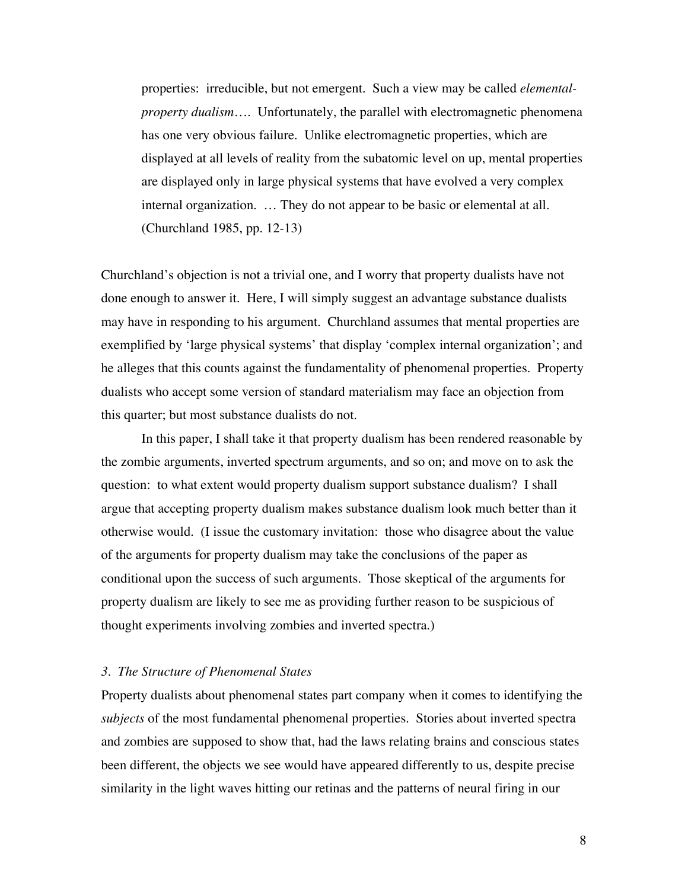> properties: irreducible, but not emergent. Such a view may be called *elemental-property dualism*…. Unfortunately, the parallel with electromagnetic phenomena has one very obvious failure. Unlike electromagnetic properties, which are displayed at all levels of reality from the subatomic level on up, mental properties are displayed only in large physical systems that have evolved a very complex internal organization. … They do not appear to be basic or elemental at all. (Churchland 1985, pp. 12-13)

Churchland's objection is not a trivial one, and I worry that property dualists have not done enough to answer it. Here, I will simply suggest an advantage substance dualists may have in responding to his argument. Churchland assumes that mental properties are exemplified by 'large physical systems' that display 'complex internal organization'; and he alleges that this counts against the fundamentality of phenomenal properties. Property dualists who accept some version of standard materialism may face an objection from this quarter; but most substance dualists do not.

In this paper, I shall take it that property dualism has been rendered reasonable by the zombie arguments, inverted spectrum arguments, and so on; and move on to ask the question: to what extent would property dualism support substance dualism? I shall argue that accepting property dualism makes substance dualism look much better than it otherwise would. (I issue the customary invitation: those who disagree about the value of the arguments for property dualism may take the conclusions of the paper as conditional upon the success of such arguments. Those skeptical of the arguments for property dualism are likely to see me as providing further reason to be suspicious of thought experiments involving zombies and inverted spectra.)

### *3. The Structure of Phenomenal States*

Property dualists about phenomenal states part company when it comes to identifying the *subjects* of the most fundamental phenomenal properties. Stories about inverted spectra and zombies are supposed to show that, had the laws relating brains and conscious states been different, the objects we see would have appeared differently to us, despite precise similarity in the light waves hitting our retinas and the patterns of neural firing in our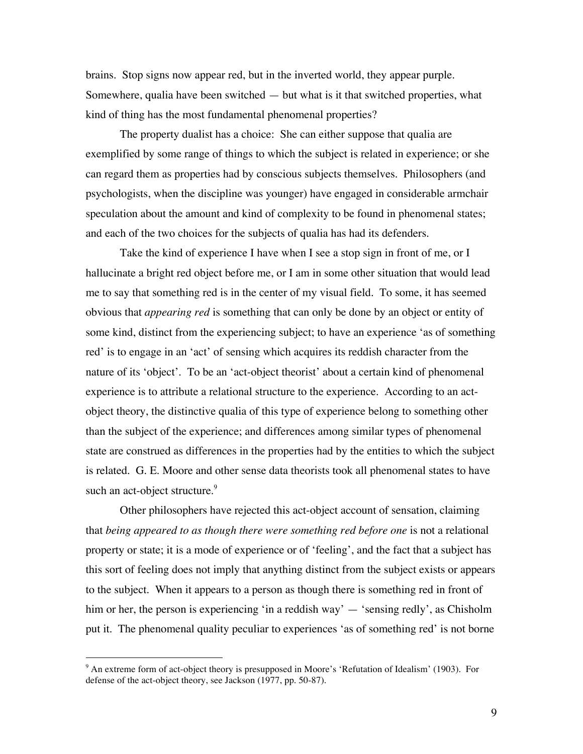brains. Stop signs now appear red, but in the inverted world, they appear purple. Somewhere, qualia have been switched — but what is it that switched properties, what kind of thing has the most fundamental phenomenal properties?

The property dualist has a choice: She can either suppose that qualia are exemplified by some range of things to which the subject is related in experience; or she can regard them as properties had by conscious subjects themselves. Philosophers (and psychologists, when the discipline was younger) have engaged in considerable armchair speculation about the amount and kind of complexity to be found in phenomenal states; and each of the two choices for the subjects of qualia has had its defenders.

Take the kind of experience I have when I see a stop sign in front of me, or I hallucinate a bright red object before me, or I am in some other situation that would lead me to say that something red is in the center of my visual field. To some, it has seemed obvious that *appearing red* is something that can only be done by an object or entity of some kind, distinct from the experiencing subject; to have an experience 'as of something red' is to engage in an 'act' of sensing which acquires its reddish character from the nature of its 'object'. To be an 'act-object theorist' about a certain kind of phenomenal experience is to attribute a relational structure to the experience. According to an act-object theory, the distinctive qualia of this type of experience belong to something other than the subject of the experience; and differences among similar types of phenomenal state are construed as differences in the properties had by the entities to which the subject is related. G. E. Moore and other sense data theorists took all phenomenal states to have such an act-object structure.[9]

Other philosophers have rejected this act-object account of sensation, claiming that *being appeared to as though there were something red before one* is not a relational property or state; it is a mode of experience or of 'feeling', and the fact that a subject has this sort of feeling does not imply that anything distinct from the subject exists or appears to the subject. When it appears to a person as though there is something red in front of him or her, the person is experiencing 'in a reddish way' — 'sensing redly', as Chisholm put it. The phenomenal quality peculiar to experiences 'as of something red' is not borne

[9] An extreme form of act-object theory is presupposed in Moore's 'Refutation of Idealism' (1903). For defense of the act-object theory, see Jackson (1977, pp. 50-87).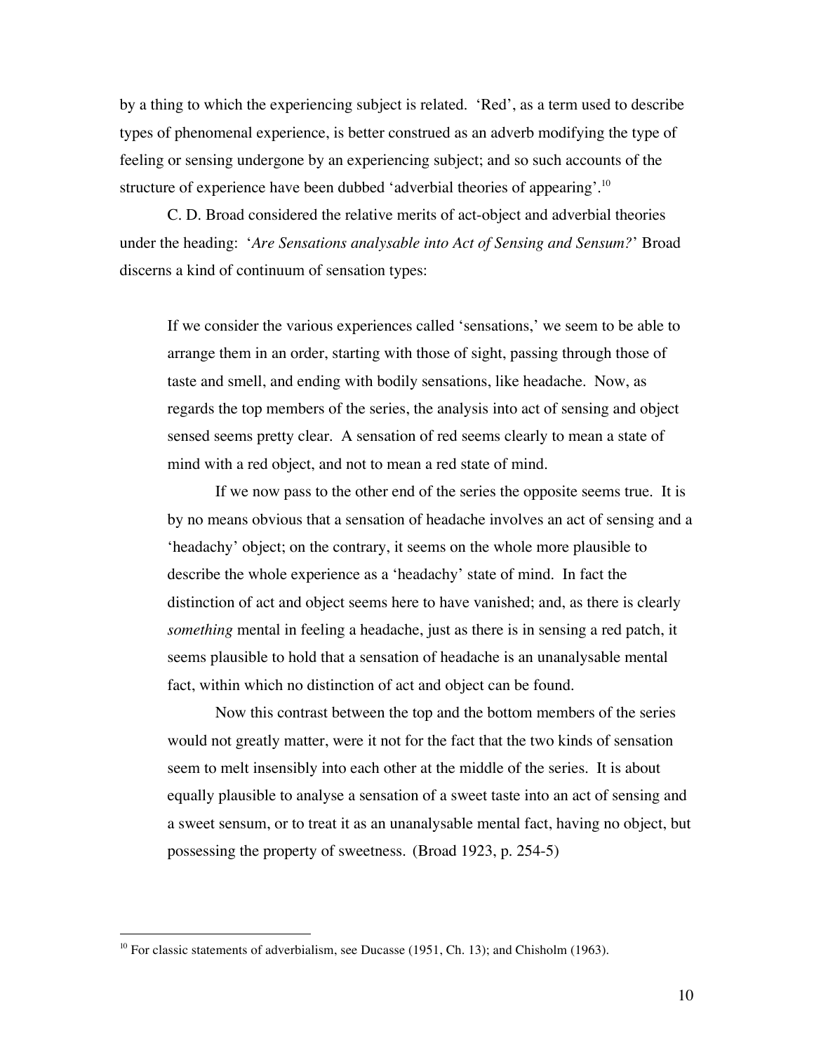by a thing to which the experiencing subject is related. 'Red', as a term used to describe types of phenomenal experience, is better construed as an adverb modifying the type of feeling or sensing undergone by an experiencing subject; and so such accounts of the structure of experience have been dubbed 'adverbial theories of appearing'.[10]

C. D. Broad considered the relative merits of act-object and adverbial theories under the heading: '*Are Sensations analysable into Act of Sensing and Sensum?*' Broad discerns a kind of continuum of sensation types:

> If we consider the various experiences called 'sensations,' we seem to be able to arrange them in an order, starting with those of sight, passing through those of taste and smell, and ending with bodily sensations, like headache. Now, as regards the top members of the series, the analysis into act of sensing and object sensed seems pretty clear. A sensation of red seems clearly to mean a state of mind with a red object, and not to mean a red state of mind.
>
> If we now pass to the other end of the series the opposite seems true. It is by no means obvious that a sensation of headache involves an act of sensing and a 'headachy' object; on the contrary, it seems on the whole more plausible to describe the whole experience as a 'headachy' state of mind. In fact the distinction of act and object seems here to have vanished; and, as there is clearly *something* mental in feeling a headache, just as there is in sensing a red patch, it seems plausible to hold that a sensation of headache is an unanalysable mental fact, within which no distinction of act and object can be found.
>
> Now this contrast between the top and the bottom members of the series would not greatly matter, were it not for the fact that the two kinds of sensation seem to melt insensibly into each other at the middle of the series. It is about equally plausible to analyse a sensation of a sweet taste into an act of sensing and a sweet sensum, or to treat it as an unanalysable mental fact, having no object, but possessing the property of sweetness. (Broad 1923, p. 254-5)

[10] For classic statements of adverbialism, see Ducasse (1951, Ch. 13); and Chisholm (1963).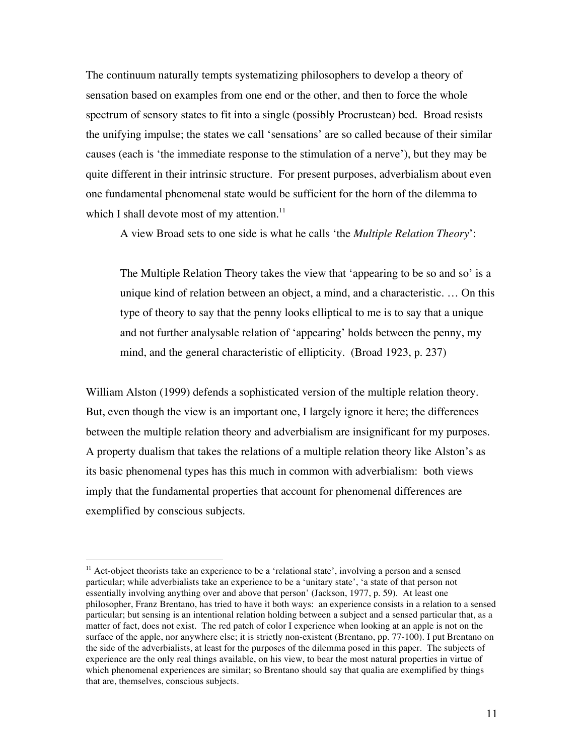The continuum naturally tempts systematizing philosophers to develop a theory of sensation based on examples from one end or the other, and then to force the whole spectrum of sensory states to fit into a single (possibly Procrustean) bed. Broad resists the unifying impulse; the states we call 'sensations' are so called because of their similar causes (each is 'the immediate response to the stimulation of a nerve'), but they may be quite different in their intrinsic structure. For present purposes, adverbialism about even one fundamental phenomenal state would be sufficient for the horn of the dilemma to which I shall devote most of my attention.[11]

A view Broad sets to one side is what he calls 'the *Multiple Relation Theory*':

> The Multiple Relation Theory takes the view that 'appearing to be so and so' is a unique kind of relation between an object, a mind, and a characteristic. … On this type of theory to say that the penny looks elliptical to me is to say that a unique and not further analysable relation of 'appearing' holds between the penny, my mind, and the general characteristic of ellipticity. (Broad 1923, p. 237)

William Alston (1999) defends a sophisticated version of the multiple relation theory. But, even though the view is an important one, I largely ignore it here; the differences between the multiple relation theory and adverbialism are insignificant for my purposes. A property dualism that takes the relations of a multiple relation theory like Alston's as its basic phenomenal types has this much in common with adverbialism: both views imply that the fundamental properties that account for phenomenal differences are exemplified by conscious subjects.

---

[11] Act-object theorists take an experience to be a 'relational state', involving a person and a sensed particular; while adverbialists take an experience to be a 'unitary state', 'a state of that person not essentially involving anything over and above that person' (Jackson, 1977, p. 59). At least one philosopher, Franz Brentano, has tried to have it both ways: an experience consists in a relation to a sensed particular; but sensing is an intentional relation holding between a subject and a sensed particular that, as a matter of fact, does not exist. The red patch of color I experience when looking at an apple is not on the surface of the apple, nor anywhere else; it is strictly non-existent (Brentano, pp. 77-100). I put Brentano on the side of the adverbialists, at least for the purposes of the dilemma posed in this paper. The subjects of experience are the only real things available, on his view, to bear the most natural properties in virtue of which phenomenal experiences are similar; so Brentano should say that qualia are exemplified by things that are, themselves, conscious subjects.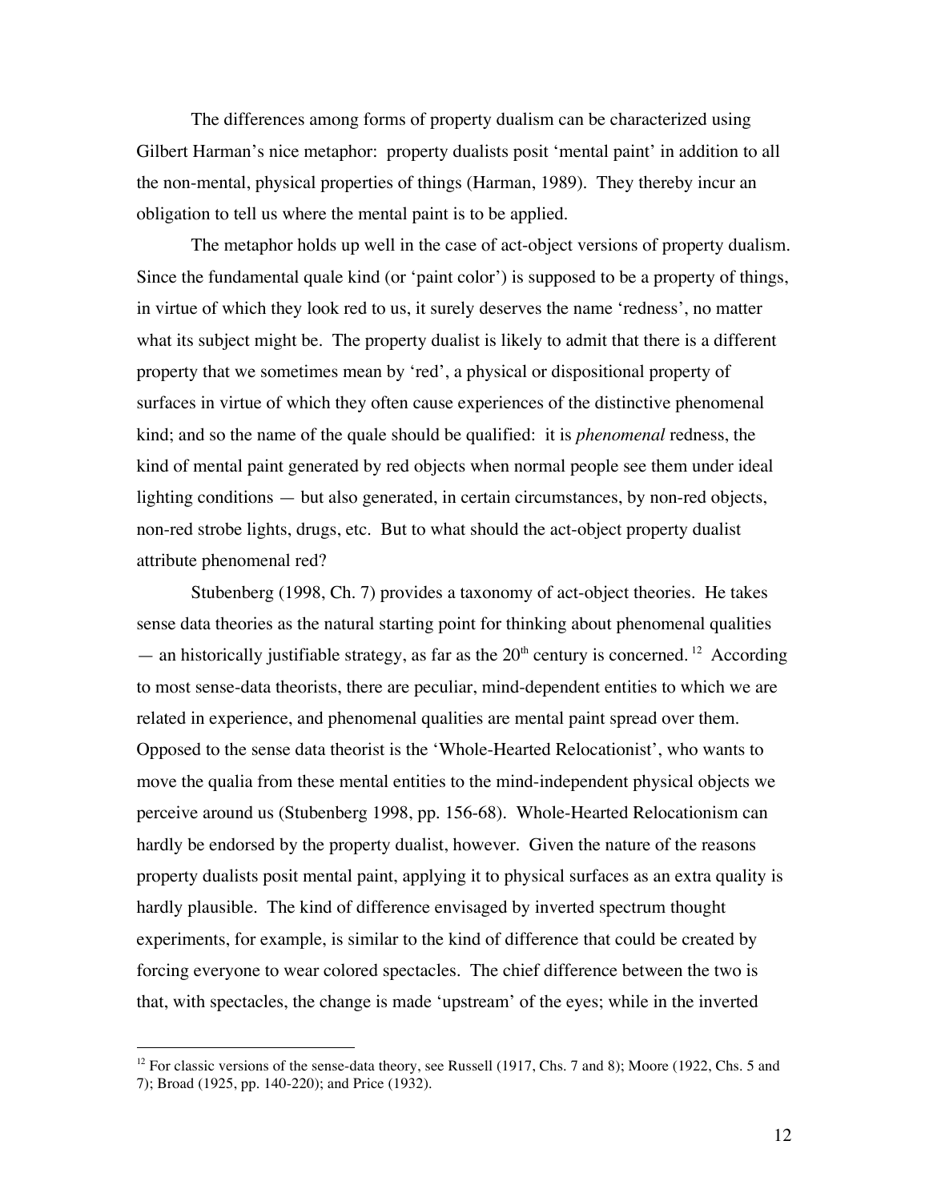The differences among forms of property dualism can be characterized using Gilbert Harman's nice metaphor: property dualists posit 'mental paint' in addition to all the non-mental, physical properties of things (Harman, 1989). They thereby incur an obligation to tell us where the mental paint is to be applied.

The metaphor holds up well in the case of act-object versions of property dualism. Since the fundamental quale kind (or 'paint color') is supposed to be a property of things, in virtue of which they look red to us, it surely deserves the name 'redness', no matter what its subject might be. The property dualist is likely to admit that there is a different property that we sometimes mean by 'red', a physical or dispositional property of surfaces in virtue of which they often cause experiences of the distinctive phenomenal kind; and so the name of the quale should be qualified: it is *phenomenal* redness, the kind of mental paint generated by red objects when normal people see them under ideal lighting conditions — but also generated, in certain circumstances, by non-red objects, non-red strobe lights, drugs, etc. But to what should the act-object property dualist attribute phenomenal red?

Stubenberg (1998, Ch. 7) provides a taxonomy of act-object theories. He takes sense data theories as the natural starting point for thinking about phenomenal qualities — an historically justifiable strategy, as far as the 20th century is concerned.[12] According to most sense-data theorists, there are peculiar, mind-dependent entities to which we are related in experience, and phenomenal qualities are mental paint spread over them. Opposed to the sense data theorist is the 'Whole-Hearted Relocationist', who wants to move the qualia from these mental entities to the mind-independent physical objects we perceive around us (Stubenberg 1998, pp. 156-68). Whole-Hearted Relocationism can hardly be endorsed by the property dualist, however. Given the nature of the reasons property dualists posit mental paint, applying it to physical surfaces as an extra quality is hardly plausible. The kind of difference envisaged by inverted spectrum thought experiments, for example, is similar to the kind of difference that could be created by forcing everyone to wear colored spectacles. The chief difference between the two is that, with spectacles, the change is made 'upstream' of the eyes; while in the inverted

[12] For classic versions of the sense-data theory, see Russell (1917, Chs. 7 and 8); Moore (1922, Chs. 5 and 7); Broad (1925, pp. 140-220); and Price (1932).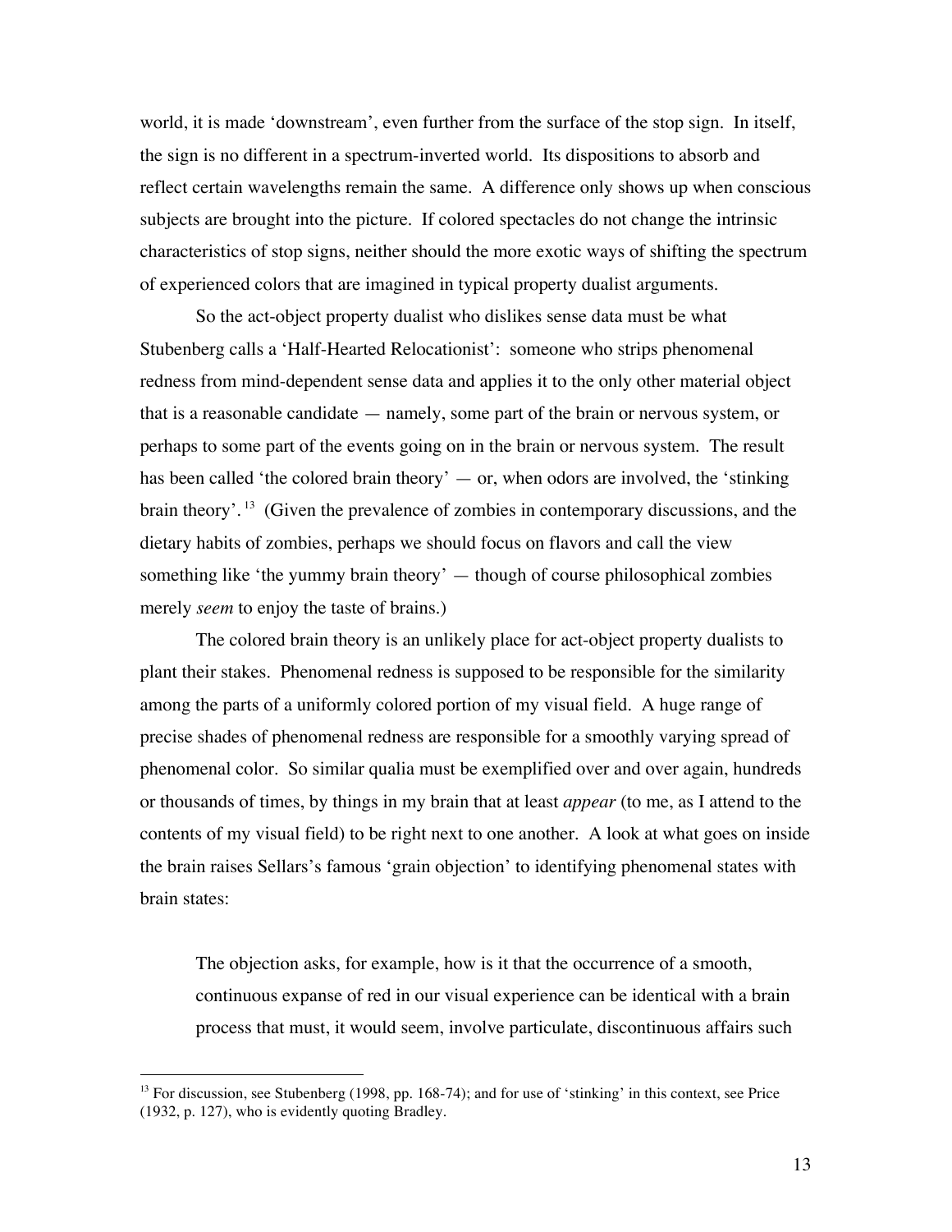world, it is made 'downstream', even further from the surface of the stop sign. In itself, the sign is no different in a spectrum-inverted world. Its dispositions to absorb and reflect certain wavelengths remain the same. A difference only shows up when conscious subjects are brought into the picture. If colored spectacles do not change the intrinsic characteristics of stop signs, neither should the more exotic ways of shifting the spectrum of experienced colors that are imagined in typical property dualist arguments.

So the act-object property dualist who dislikes sense data must be what Stubenberg calls a 'Half-Hearted Relocationist': someone who strips phenomenal redness from mind-dependent sense data and applies it to the only other material object that is a reasonable candidate — namely, some part of the brain or nervous system, or perhaps to some part of the events going on in the brain or nervous system. The result has been called 'the colored brain theory' — or, when odors are involved, the 'stinking brain theory'.[13] (Given the prevalence of zombies in contemporary discussions, and the dietary habits of zombies, perhaps we should focus on flavors and call the view something like 'the yummy brain theory' — though of course philosophical zombies merely *seem* to enjoy the taste of brains.)

The colored brain theory is an unlikely place for act-object property dualists to plant their stakes. Phenomenal redness is supposed to be responsible for the similarity among the parts of a uniformly colored portion of my visual field. A huge range of precise shades of phenomenal redness are responsible for a smoothly varying spread of phenomenal color. So similar qualia must be exemplified over and over again, hundreds or thousands of times, by things in my brain that at least *appear* (to me, as I attend to the contents of my visual field) to be right next to one another. A look at what goes on inside the brain raises Sellars's famous 'grain objection' to identifying phenomenal states with brain states:

> The objection asks, for example, how is it that the occurrence of a smooth, continuous expanse of red in our visual experience can be identical with a brain process that must, it would seem, involve particulate, discontinuous affairs such

---

[13] For discussion, see Stubenberg (1998, pp. 168-74); and for use of 'stinking' in this context, see Price (1932, p. 127), who is evidently quoting Bradley.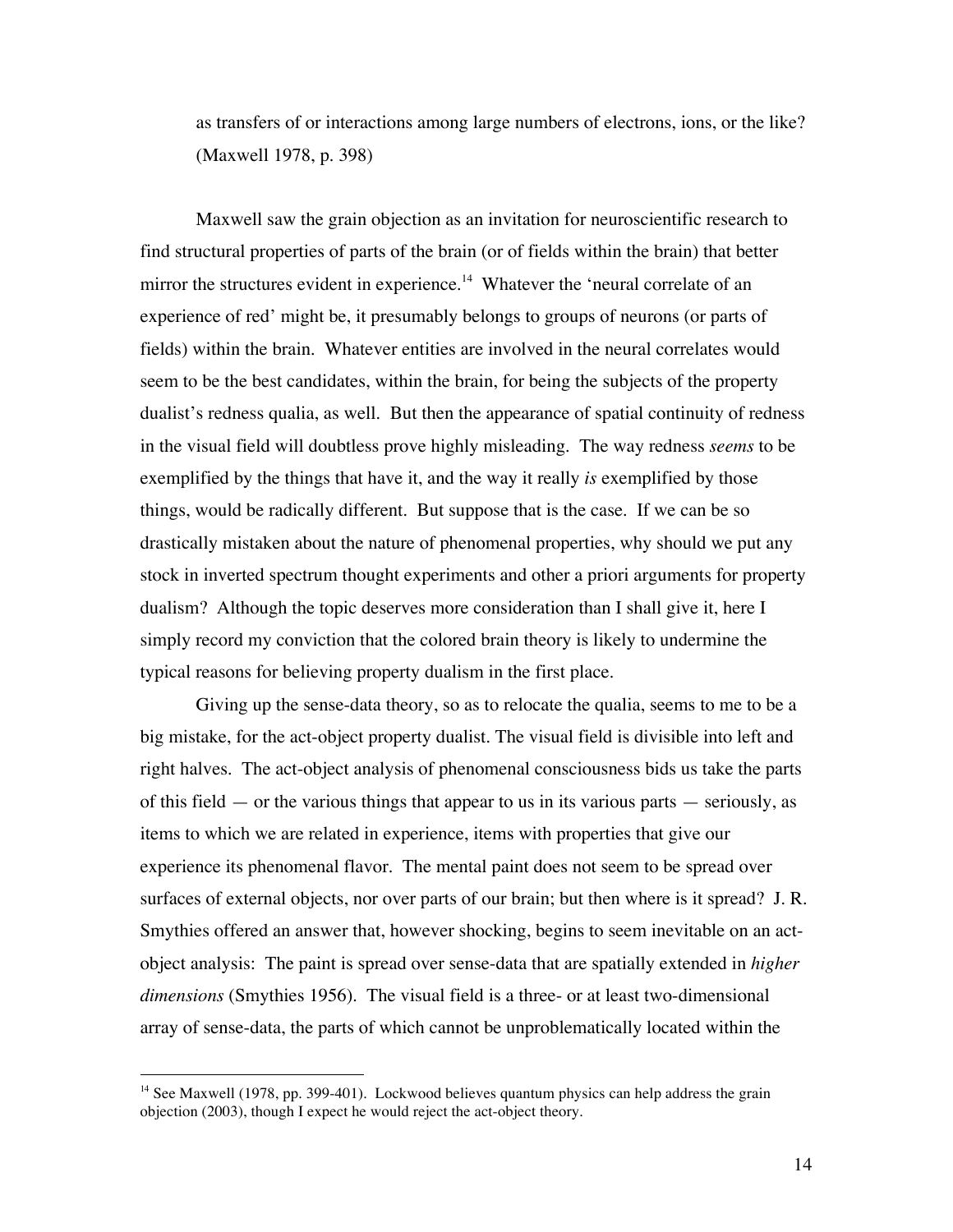as transfers of or interactions among large numbers of electrons, ions, or the like? (Maxwell 1978, p. 398)

Maxwell saw the grain objection as an invitation for neuroscientific research to find structural properties of parts of the brain (or of fields within the brain) that better mirror the structures evident in experience.[14] Whatever the 'neural correlate of an experience of red' might be, it presumably belongs to groups of neurons (or parts of fields) within the brain. Whatever entities are involved in the neural correlates would seem to be the best candidates, within the brain, for being the subjects of the property dualist's redness qualia, as well. But then the appearance of spatial continuity of redness in the visual field will doubtless prove highly misleading. The way redness *seems* to be exemplified by the things that have it, and the way it really *is* exemplified by those things, would be radically different. But suppose that is the case. If we can be so drastically mistaken about the nature of phenomenal properties, why should we put any stock in inverted spectrum thought experiments and other a priori arguments for property dualism? Although the topic deserves more consideration than I shall give it, here I simply record my conviction that the colored brain theory is likely to undermine the typical reasons for believing property dualism in the first place.

Giving up the sense-data theory, so as to relocate the qualia, seems to me to be a big mistake, for the act-object property dualist. The visual field is divisible into left and right halves. The act-object analysis of phenomenal consciousness bids us take the parts of this field — or the various things that appear to us in its various parts — seriously, as items to which we are related in experience, items with properties that give our experience its phenomenal flavor. The mental paint does not seem to be spread over surfaces of external objects, nor over parts of our brain; but then where is it spread? J. R. Smythies offered an answer that, however shocking, begins to seem inevitable on an act-object analysis: The paint is spread over sense-data that are spatially extended in *higher dimensions* (Smythies 1956). The visual field is a three- or at least two-dimensional array of sense-data, the parts of which cannot be unproblematically located within the

[14] See Maxwell (1978, pp. 399-401). Lockwood believes quantum physics can help address the grain objection (2003), though I expect he would reject the act-object theory.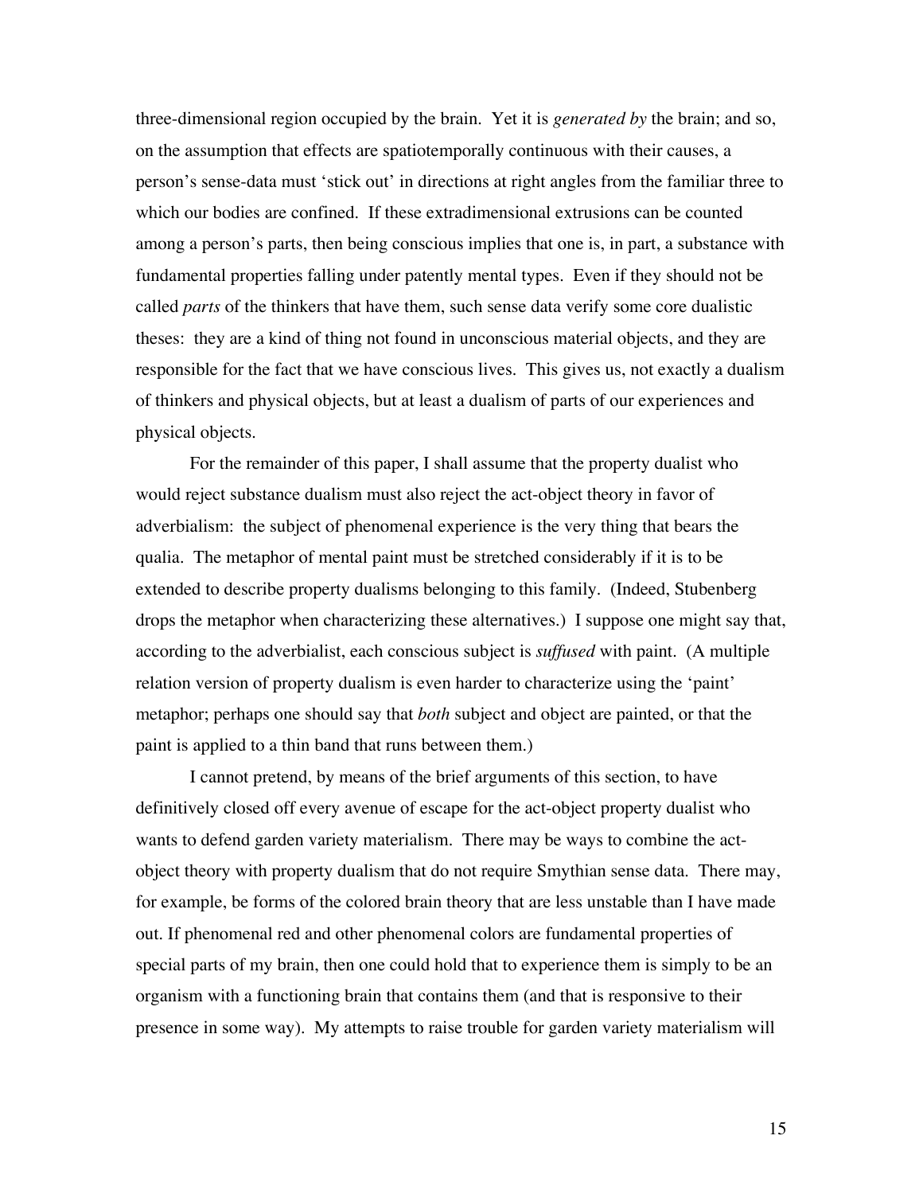three-dimensional region occupied by the brain. Yet it is *generated by* the brain; and so, on the assumption that effects are spatiotemporally continuous with their causes, a person's sense-data must 'stick out' in directions at right angles from the familiar three to which our bodies are confined. If these extradimensional extrusions can be counted among a person's parts, then being conscious implies that one is, in part, a substance with fundamental properties falling under patently mental types. Even if they should not be called *parts* of the thinkers that have them, such sense data verify some core dualistic theses: they are a kind of thing not found in unconscious material objects, and they are responsible for the fact that we have conscious lives. This gives us, not exactly a dualism of thinkers and physical objects, but at least a dualism of parts of our experiences and physical objects.

For the remainder of this paper, I shall assume that the property dualist who would reject substance dualism must also reject the act-object theory in favor of adverbialism: the subject of phenomenal experience is the very thing that bears the qualia. The metaphor of mental paint must be stretched considerably if it is to be extended to describe property dualisms belonging to this family. (Indeed, Stubenberg drops the metaphor when characterizing these alternatives.) I suppose one might say that, according to the adverbialist, each conscious subject is *suffused* with paint. (A multiple relation version of property dualism is even harder to characterize using the 'paint' metaphor; perhaps one should say that *both* subject and object are painted, or that the paint is applied to a thin band that runs between them.)

I cannot pretend, by means of the brief arguments of this section, to have definitively closed off every avenue of escape for the act-object property dualist who wants to defend garden variety materialism. There may be ways to combine the act-object theory with property dualism that do not require Smythian sense data. There may, for example, be forms of the colored brain theory that are less unstable than I have made out. If phenomenal red and other phenomenal colors are fundamental properties of special parts of my brain, then one could hold that to experience them is simply to be an organism with a functioning brain that contains them (and that is responsive to their presence in some way). My attempts to raise trouble for garden variety materialism will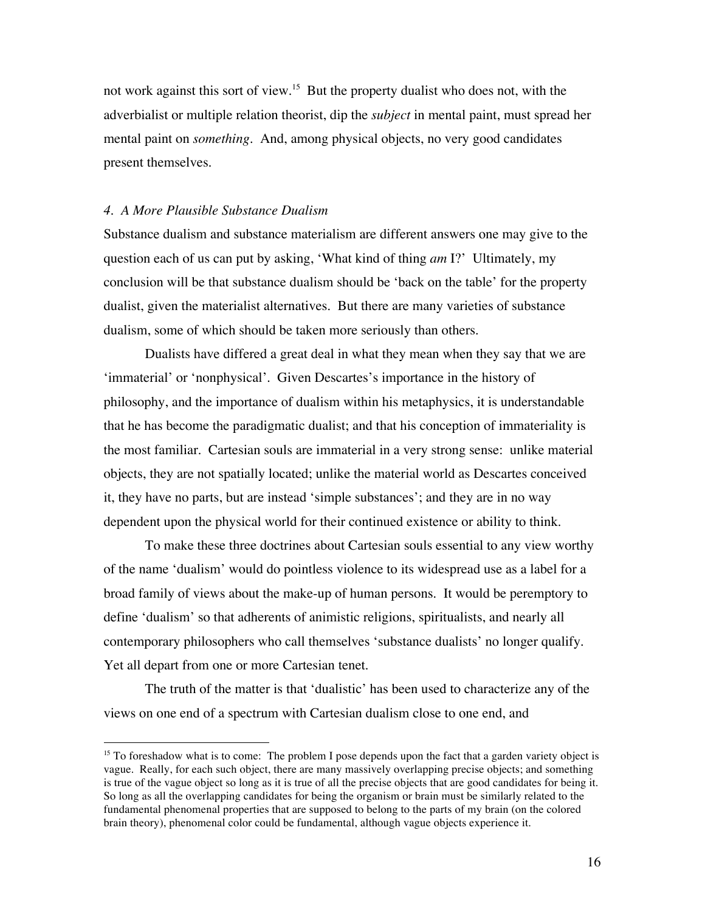not work against this sort of view.[15] But the property dualist who does not, with the adverbialist or multiple relation theorist, dip the *subject* in mental paint, must spread her mental paint on *something*. And, among physical objects, no very good candidates present themselves.

## *4. A More Plausible Substance Dualism*

Substance dualism and substance materialism are different answers one may give to the question each of us can put by asking, 'What kind of thing *am* I?' Ultimately, my conclusion will be that substance dualism should be 'back on the table' for the property dualist, given the materialist alternatives. But there are many varieties of substance dualism, some of which should be taken more seriously than others.

Dualists have differed a great deal in what they mean when they say that we are 'immaterial' or 'nonphysical'. Given Descartes's importance in the history of philosophy, and the importance of dualism within his metaphysics, it is understandable that he has become the paradigmatic dualist; and that his conception of immateriality is the most familiar. Cartesian souls are immaterial in a very strong sense: unlike material objects, they are not spatially located; unlike the material world as Descartes conceived it, they have no parts, but are instead 'simple substances'; and they are in no way dependent upon the physical world for their continued existence or ability to think.

To make these three doctrines about Cartesian souls essential to any view worthy of the name 'dualism' would do pointless violence to its widespread use as a label for a broad family of views about the make-up of human persons. It would be peremptory to define 'dualism' so that adherents of animistic religions, spiritualists, and nearly all contemporary philosophers who call themselves 'substance dualists' no longer qualify. Yet all depart from one or more Cartesian tenet.

The truth of the matter is that 'dualistic' has been used to characterize any of the views on one end of a spectrum with Cartesian dualism close to one end, and

[15] To foreshadow what is to come: The problem I pose depends upon the fact that a garden variety object is vague. Really, for each such object, there are many massively overlapping precise objects; and something is true of the vague object so long as it is true of all the precise objects that are good candidates for being it. So long as all the overlapping candidates for being the organism or brain must be similarly related to the fundamental phenomenal properties that are supposed to belong to the parts of my brain (on the colored brain theory), phenomenal color could be fundamental, although vague objects experience it.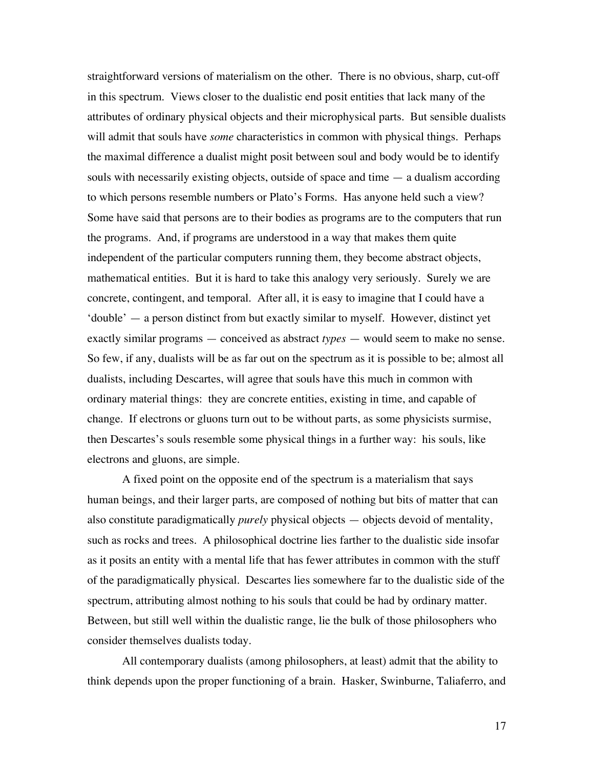straightforward versions of materialism on the other. There is no obvious, sharp, cut-off in this spectrum. Views closer to the dualistic end posit entities that lack many of the attributes of ordinary physical objects and their microphysical parts. But sensible dualists will admit that souls have *some* characteristics in common with physical things. Perhaps the maximal difference a dualist might posit between soul and body would be to identify souls with necessarily existing objects, outside of space and time — a dualism according to which persons resemble numbers or Plato's Forms. Has anyone held such a view? Some have said that persons are to their bodies as programs are to the computers that run the programs. And, if programs are understood in a way that makes them quite independent of the particular computers running them, they become abstract objects, mathematical entities. But it is hard to take this analogy very seriously. Surely we are concrete, contingent, and temporal. After all, it is easy to imagine that I could have a 'double' — a person distinct from but exactly similar to myself. However, distinct yet exactly similar programs — conceived as abstract *types* — would seem to make no sense. So few, if any, dualists will be as far out on the spectrum as it is possible to be; almost all dualists, including Descartes, will agree that souls have this much in common with ordinary material things: they are concrete entities, existing in time, and capable of change. If electrons or gluons turn out to be without parts, as some physicists surmise, then Descartes's souls resemble some physical things in a further way: his souls, like electrons and gluons, are simple.

A fixed point on the opposite end of the spectrum is a materialism that says human beings, and their larger parts, are composed of nothing but bits of matter that can also constitute paradigmatically *purely* physical objects — objects devoid of mentality, such as rocks and trees. A philosophical doctrine lies farther to the dualistic side insofar as it posits an entity with a mental life that has fewer attributes in common with the stuff of the paradigmatically physical. Descartes lies somewhere far to the dualistic side of the spectrum, attributing almost nothing to his souls that could be had by ordinary matter. Between, but still well within the dualistic range, lie the bulk of those philosophers who consider themselves dualists today.

All contemporary dualists (among philosophers, at least) admit that the ability to think depends upon the proper functioning of a brain. Hasker, Swinburne, Taliaferro, and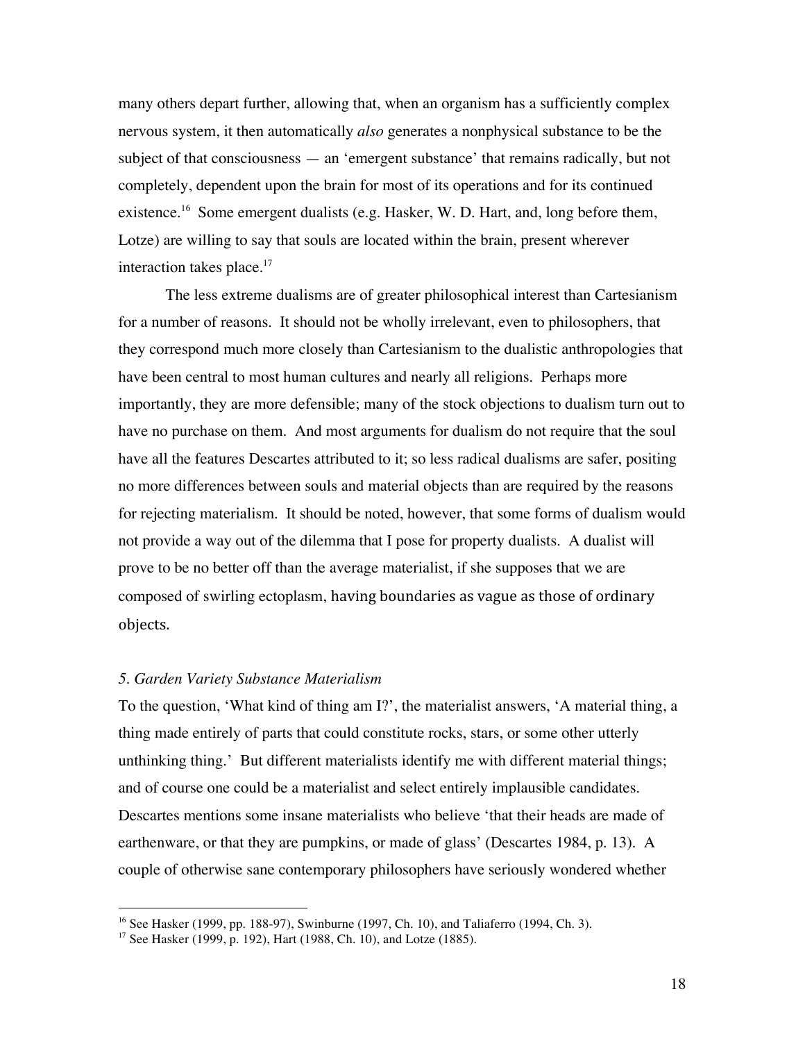many others depart further, allowing that, when an organism has a sufficiently complex nervous system, it then automatically *also* generates a nonphysical substance to be the subject of that consciousness — an 'emergent substance' that remains radically, but not completely, dependent upon the brain for most of its operations and for its continued existence.[16] Some emergent dualists (e.g. Hasker, W. D. Hart, and, long before them, Lotze) are willing to say that souls are located within the brain, present wherever interaction takes place.[17]

The less extreme dualisms are of greater philosophical interest than Cartesianism for a number of reasons. It should not be wholly irrelevant, even to philosophers, that they correspond much more closely than Cartesianism to the dualistic anthropologies that have been central to most human cultures and nearly all religions. Perhaps more importantly, they are more defensible; many of the stock objections to dualism turn out to have no purchase on them. And most arguments for dualism do not require that the soul have all the features Descartes attributed to it; so less radical dualisms are safer, positing no more differences between souls and material objects than are required by the reasons for rejecting materialism. It should be noted, however, that some forms of dualism would not provide a way out of the dilemma that I pose for property dualists. A dualist will prove to be no better off than the average materialist, if she supposes that we are composed of swirling ectoplasm, having boundaries as vague as those of ordinary objects.

## *5. Garden Variety Substance Materialism*

To the question, 'What kind of thing am I?', the materialist answers, 'A material thing, a thing made entirely of parts that could constitute rocks, stars, or some other utterly unthinking thing.' But different materialists identify me with different material things; and of course one could be a materialist and select entirely implausible candidates. Descartes mentions some insane materialists who believe 'that their heads are made of earthenware, or that they are pumpkins, or made of glass' (Descartes 1984, p. 13). A couple of otherwise sane contemporary philosophers have seriously wondered whether

[16] See Hasker (1999, pp. 188-97), Swinburne (1997, Ch. 10), and Taliaferro (1994, Ch. 3).

[17] See Hasker (1999, p. 192), Hart (1988, Ch. 10), and Lotze (1885).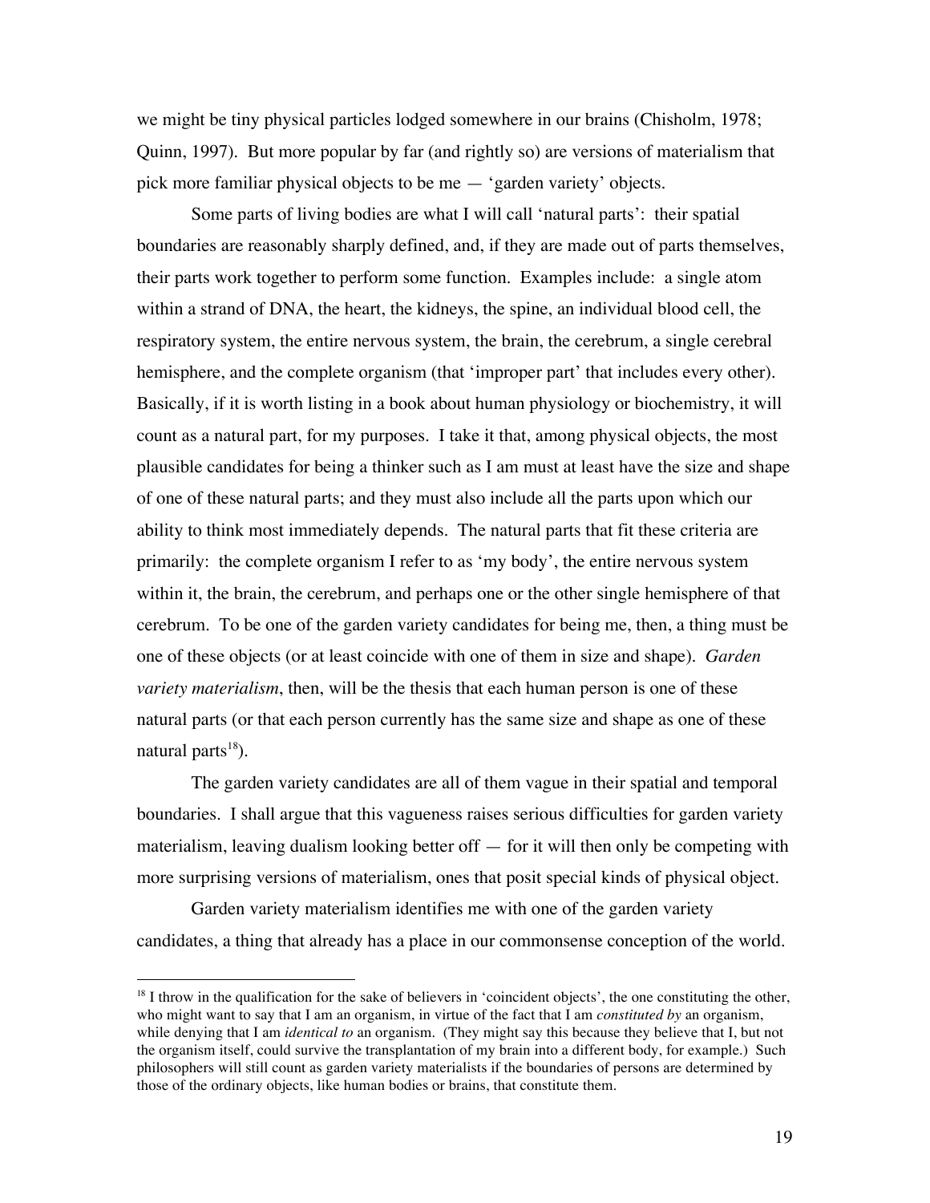we might be tiny physical particles lodged somewhere in our brains (Chisholm, 1978; Quinn, 1997). But more popular by far (and rightly so) are versions of materialism that pick more familiar physical objects to be me — 'garden variety' objects.

Some parts of living bodies are what I will call 'natural parts': their spatial boundaries are reasonably sharply defined, and, if they are made out of parts themselves, their parts work together to perform some function. Examples include: a single atom within a strand of DNA, the heart, the kidneys, the spine, an individual blood cell, the respiratory system, the entire nervous system, the brain, the cerebrum, a single cerebral hemisphere, and the complete organism (that 'improper part' that includes every other). Basically, if it is worth listing in a book about human physiology or biochemistry, it will count as a natural part, for my purposes. I take it that, among physical objects, the most plausible candidates for being a thinker such as I am must at least have the size and shape of one of these natural parts; and they must also include all the parts upon which our ability to think most immediately depends. The natural parts that fit these criteria are primarily: the complete organism I refer to as 'my body', the entire nervous system within it, the brain, the cerebrum, and perhaps one or the other single hemisphere of that cerebrum. To be one of the garden variety candidates for being me, then, a thing must be one of these objects (or at least coincide with one of them in size and shape). *Garden variety materialism*, then, will be the thesis that each human person is one of these natural parts (or that each person currently has the same size and shape as one of these natural parts[18]).

The garden variety candidates are all of them vague in their spatial and temporal boundaries. I shall argue that this vagueness raises serious difficulties for garden variety materialism, leaving dualism looking better off — for it will then only be competing with more surprising versions of materialism, ones that posit special kinds of physical object.

Garden variety materialism identifies me with one of the garden variety candidates, a thing that already has a place in our commonsense conception of the world.

---

[18] I throw in the qualification for the sake of believers in 'coincident objects', the one constituting the other, who might want to say that I am an organism, in virtue of the fact that I am *constituted by* an organism, while denying that I am *identical to* an organism. (They might say this because they believe that I, but not the organism itself, could survive the transplantation of my brain into a different body, for example.) Such philosophers will still count as garden variety materialists if the boundaries of persons are determined by those of the ordinary objects, like human bodies or brains, that constitute them.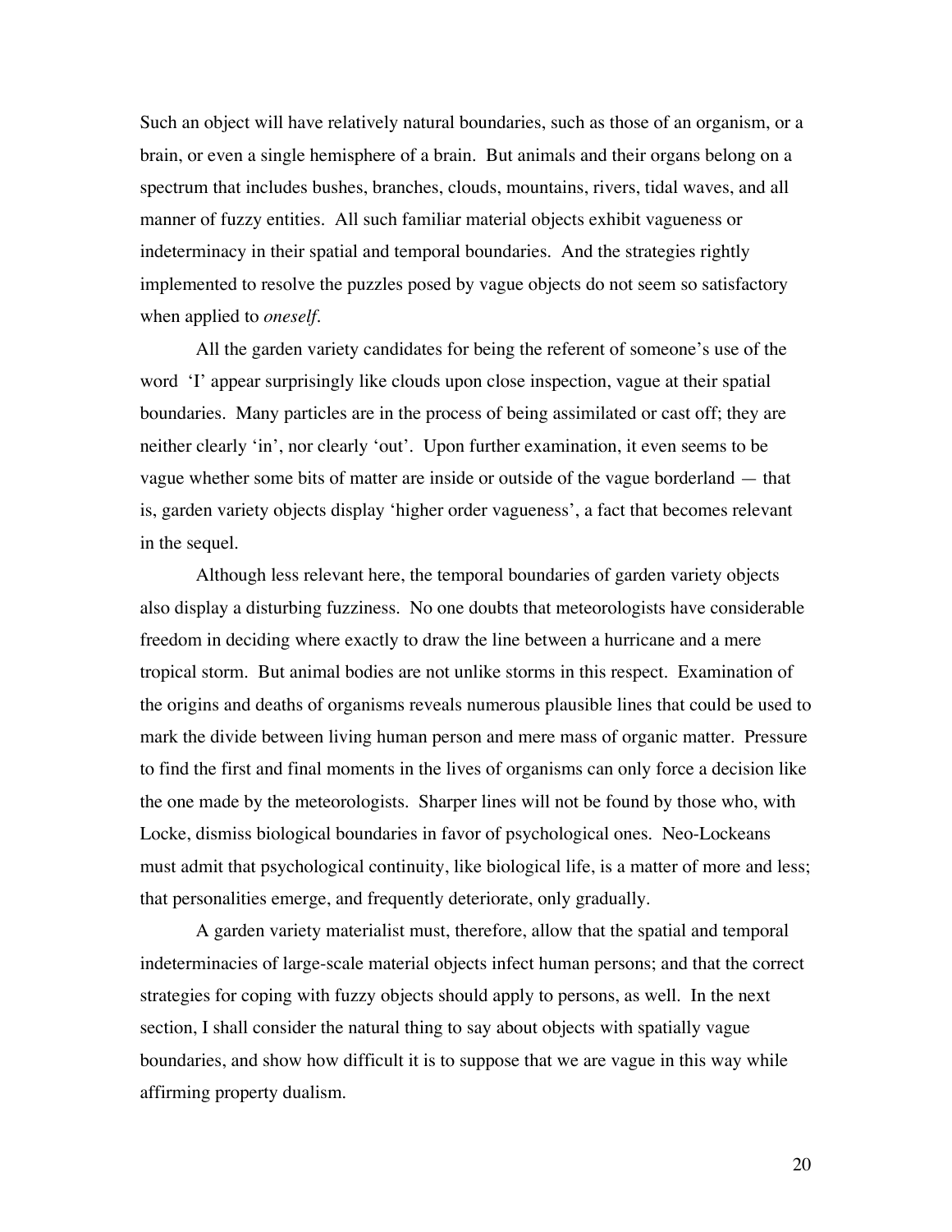Such an object will have relatively natural boundaries, such as those of an organism, or a brain, or even a single hemisphere of a brain. But animals and their organs belong on a spectrum that includes bushes, branches, clouds, mountains, rivers, tidal waves, and all manner of fuzzy entities. All such familiar material objects exhibit vagueness or indeterminacy in their spatial and temporal boundaries. And the strategies rightly implemented to resolve the puzzles posed by vague objects do not seem so satisfactory when applied to *oneself*.

All the garden variety candidates for being the referent of someone's use of the word 'I' appear surprisingly like clouds upon close inspection, vague at their spatial boundaries. Many particles are in the process of being assimilated or cast off; they are neither clearly 'in', nor clearly 'out'. Upon further examination, it even seems to be vague whether some bits of matter are inside or outside of the vague borderland — that is, garden variety objects display 'higher order vagueness', a fact that becomes relevant in the sequel.

Although less relevant here, the temporal boundaries of garden variety objects also display a disturbing fuzziness. No one doubts that meteorologists have considerable freedom in deciding where exactly to draw the line between a hurricane and a mere tropical storm. But animal bodies are not unlike storms in this respect. Examination of the origins and deaths of organisms reveals numerous plausible lines that could be used to mark the divide between living human person and mere mass of organic matter. Pressure to find the first and final moments in the lives of organisms can only force a decision like the one made by the meteorologists. Sharper lines will not be found by those who, with Locke, dismiss biological boundaries in favor of psychological ones. Neo-Lockeans must admit that psychological continuity, like biological life, is a matter of more and less; that personalities emerge, and frequently deteriorate, only gradually.

A garden variety materialist must, therefore, allow that the spatial and temporal indeterminacies of large-scale material objects infect human persons; and that the correct strategies for coping with fuzzy objects should apply to persons, as well. In the next section, I shall consider the natural thing to say about objects with spatially vague boundaries, and show how difficult it is to suppose that we are vague in this way while affirming property dualism.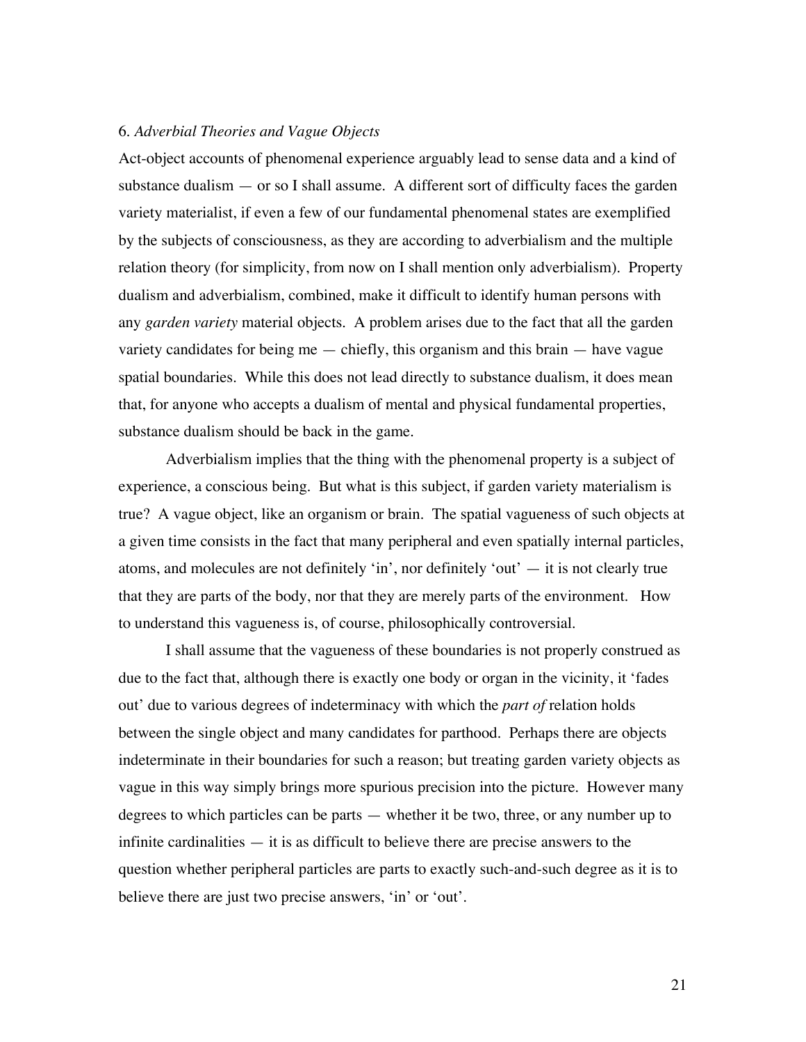### 6. *Adverbial Theories and Vague Objects*

Act-object accounts of phenomenal experience arguably lead to sense data and a kind of substance dualism — or so I shall assume. A different sort of difficulty faces the garden variety materialist, if even a few of our fundamental phenomenal states are exemplified by the subjects of consciousness, as they are according to adverbialism and the multiple relation theory (for simplicity, from now on I shall mention only adverbialism). Property dualism and adverbialism, combined, make it difficult to identify human persons with any *garden variety* material objects. A problem arises due to the fact that all the garden variety candidates for being me — chiefly, this organism and this brain — have vague spatial boundaries. While this does not lead directly to substance dualism, it does mean that, for anyone who accepts a dualism of mental and physical fundamental properties, substance dualism should be back in the game.

Adverbialism implies that the thing with the phenomenal property is a subject of experience, a conscious being. But what is this subject, if garden variety materialism is true? A vague object, like an organism or brain. The spatial vagueness of such objects at a given time consists in the fact that many peripheral and even spatially internal particles, atoms, and molecules are not definitely 'in', nor definitely 'out' — it is not clearly true that they are parts of the body, nor that they are merely parts of the environment. How to understand this vagueness is, of course, philosophically controversial.

I shall assume that the vagueness of these boundaries is not properly construed as due to the fact that, although there is exactly one body or organ in the vicinity, it 'fades out' due to various degrees of indeterminacy with which the *part of* relation holds between the single object and many candidates for parthood. Perhaps there are objects indeterminate in their boundaries for such a reason; but treating garden variety objects as vague in this way simply brings more spurious precision into the picture. However many degrees to which particles can be parts — whether it be two, three, or any number up to infinite cardinalities — it is as difficult to believe there are precise answers to the question whether peripheral particles are parts to exactly such-and-such degree as it is to believe there are just two precise answers, 'in' or 'out'.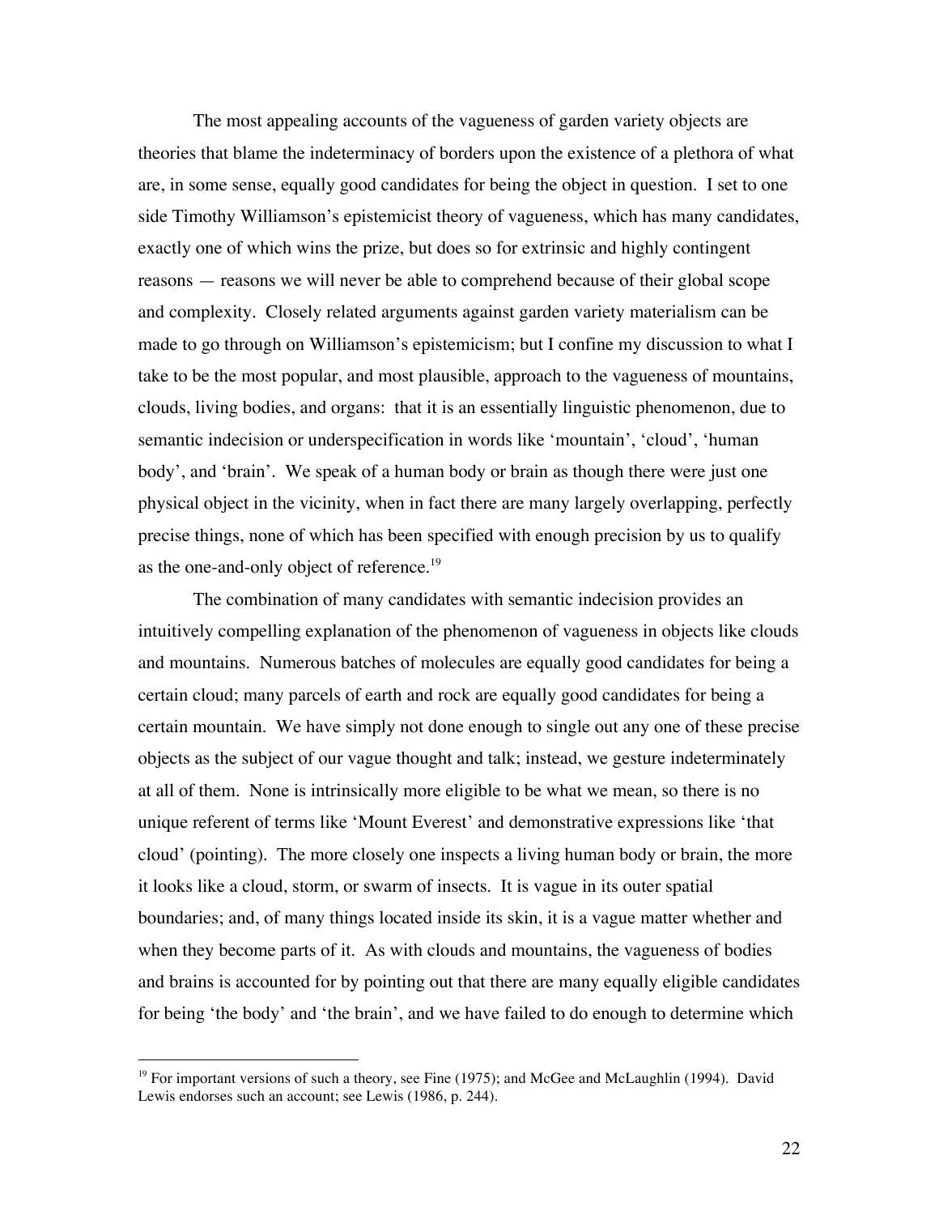The most appealing accounts of the vagueness of garden variety objects are theories that blame the indeterminacy of borders upon the existence of a plethora of what are, in some sense, equally good candidates for being the object in question. I set to one side Timothy Williamson's epistemicist theory of vagueness, which has many candidates, exactly one of which wins the prize, but does so for extrinsic and highly contingent reasons — reasons we will never be able to comprehend because of their global scope and complexity. Closely related arguments against garden variety materialism can be made to go through on Williamson's epistemicism; but I confine my discussion to what I take to be the most popular, and most plausible, approach to the vagueness of mountains, clouds, living bodies, and organs: that it is an essentially linguistic phenomenon, due to semantic indecision or underspecification in words like 'mountain', 'cloud', 'human body', and 'brain'. We speak of a human body or brain as though there were just one physical object in the vicinity, when in fact there are many largely overlapping, perfectly precise things, none of which has been specified with enough precision by us to qualify as the one-and-only object of reference.[19]

The combination of many candidates with semantic indecision provides an intuitively compelling explanation of the phenomenon of vagueness in objects like clouds and mountains. Numerous batches of molecules are equally good candidates for being a certain cloud; many parcels of earth and rock are equally good candidates for being a certain mountain. We have simply not done enough to single out any one of these precise objects as the subject of our vague thought and talk; instead, we gesture indeterminately at all of them. None is intrinsically more eligible to be what we mean, so there is no unique referent of terms like 'Mount Everest' and demonstrative expressions like 'that cloud' (pointing). The more closely one inspects a living human body or brain, the more it looks like a cloud, storm, or swarm of insects. It is vague in its outer spatial boundaries; and, of many things located inside its skin, it is a vague matter whether and when they become parts of it. As with clouds and mountains, the vagueness of bodies and brains is accounted for by pointing out that there are many equally eligible candidates for being 'the body' and 'the brain', and we have failed to do enough to determine which

[19] For important versions of such a theory, see Fine (1975); and McGee and McLaughlin (1994). David Lewis endorses such an account; see Lewis (1986, p. 244).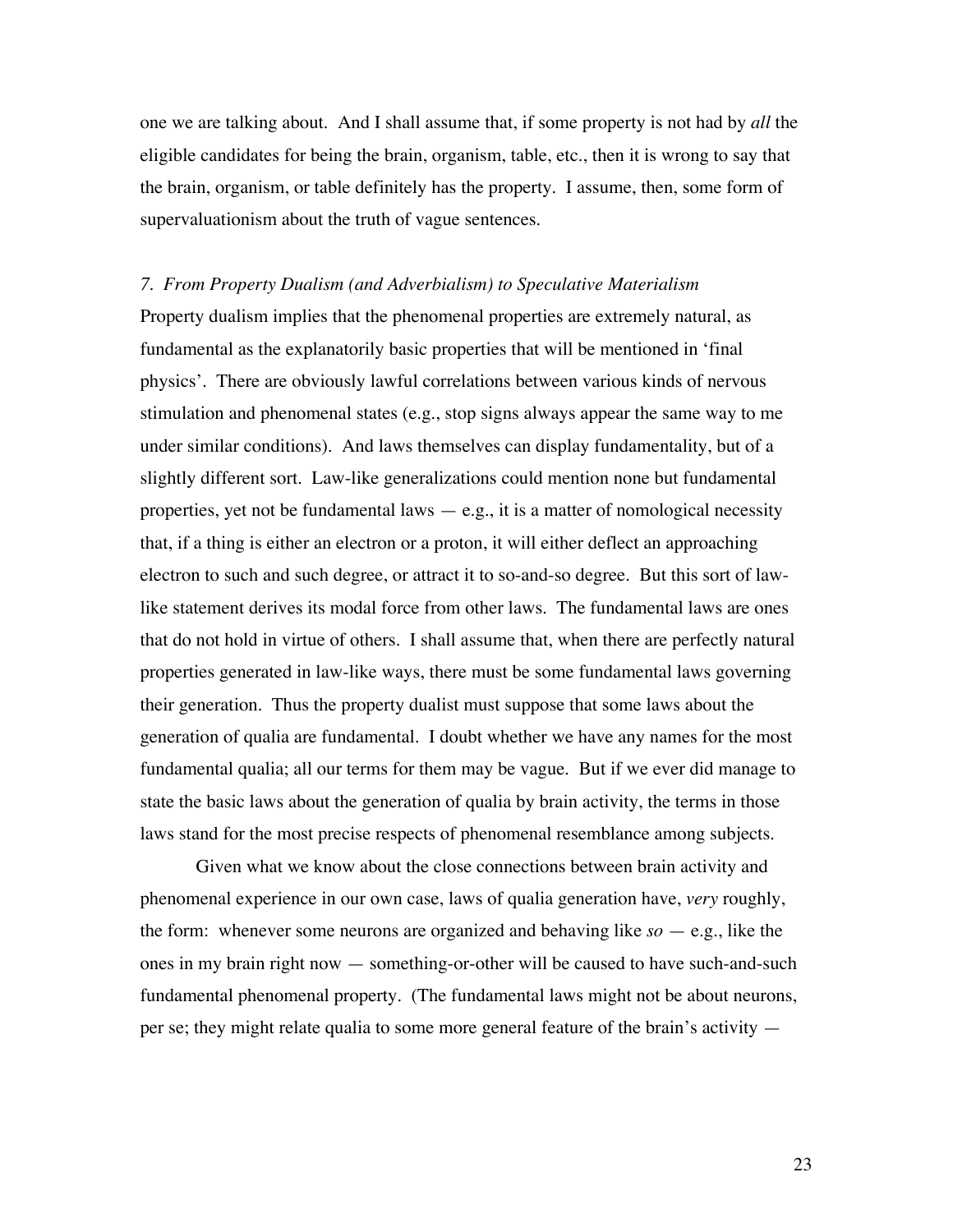one we are talking about. And I shall assume that, if some property is not had by *all* the eligible candidates for being the brain, organism, table, etc., then it is wrong to say that the brain, organism, or table definitely has the property. I assume, then, some form of supervaluationism about the truth of vague sentences.

### *7. From Property Dualism (and Adverbialism) to Speculative Materialism*

Property dualism implies that the phenomenal properties are extremely natural, as fundamental as the explanatorily basic properties that will be mentioned in 'final physics'. There are obviously lawful correlations between various kinds of nervous stimulation and phenomenal states (e.g., stop signs always appear the same way to me under similar conditions). And laws themselves can display fundamentality, but of a slightly different sort. Law-like generalizations could mention none but fundamental properties, yet not be fundamental laws — e.g., it is a matter of nomological necessity that, if a thing is either an electron or a proton, it will either deflect an approaching electron to such and such degree, or attract it to so-and-so degree. But this sort of law-like statement derives its modal force from other laws. The fundamental laws are ones that do not hold in virtue of others. I shall assume that, when there are perfectly natural properties generated in law-like ways, there must be some fundamental laws governing their generation. Thus the property dualist must suppose that some laws about the generation of qualia are fundamental. I doubt whether we have any names for the most fundamental qualia; all our terms for them may be vague. But if we ever did manage to state the basic laws about the generation of qualia by brain activity, the terms in those laws stand for the most precise respects of phenomenal resemblance among subjects.

Given what we know about the close connections between brain activity and phenomenal experience in our own case, laws of qualia generation have, *very* roughly, the form: whenever some neurons are organized and behaving like *so* — e.g., like the ones in my brain right now — something-or-other will be caused to have such-and-such fundamental phenomenal property. (The fundamental laws might not be about neurons, per se; they might relate qualia to some more general feature of the brain's activity —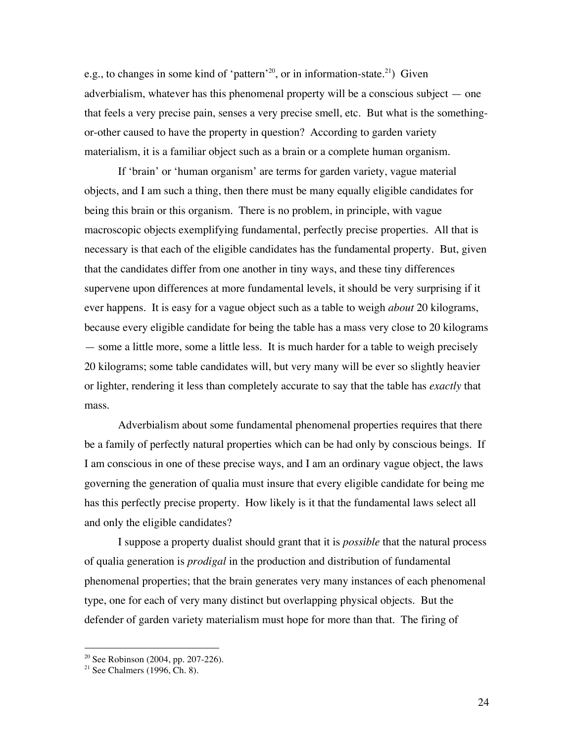e.g., to changes in some kind of 'pattern'[20], or in information-state.[21]) Given adverbialism, whatever has this phenomenal property will be a conscious subject — one that feels a very precise pain, senses a very precise smell, etc. But what is the something-or-other caused to have the property in question? According to garden variety materialism, it is a familiar object such as a brain or a complete human organism.

If 'brain' or 'human organism' are terms for garden variety, vague material objects, and I am such a thing, then there must be many equally eligible candidates for being this brain or this organism. There is no problem, in principle, with vague macroscopic objects exemplifying fundamental, perfectly precise properties. All that is necessary is that each of the eligible candidates has the fundamental property. But, given that the candidates differ from one another in tiny ways, and these tiny differences supervene upon differences at more fundamental levels, it should be very surprising if it ever happens. It is easy for a vague object such as a table to weigh *about* 20 kilograms, because every eligible candidate for being the table has a mass very close to 20 kilograms — some a little more, some a little less. It is much harder for a table to weigh precisely 20 kilograms; some table candidates will, but very many will be ever so slightly heavier or lighter, rendering it less than completely accurate to say that the table has *exactly* that mass.

Adverbialism about some fundamental phenomenal properties requires that there be a family of perfectly natural properties which can be had only by conscious beings. If I am conscious in one of these precise ways, and I am an ordinary vague object, the laws governing the generation of qualia must insure that every eligible candidate for being me has this perfectly precise property. How likely is it that the fundamental laws select all and only the eligible candidates?

I suppose a property dualist should grant that it is *possible* that the natural process of qualia generation is *prodigal* in the production and distribution of fundamental phenomenal properties; that the brain generates very many instances of each phenomenal type, one for each of very many distinct but overlapping physical objects. But the defender of garden variety materialism must hope for more than that. The firing of

---

[20] See Robinson (2004, pp. 207-226).

[21] See Chalmers (1996, Ch. 8).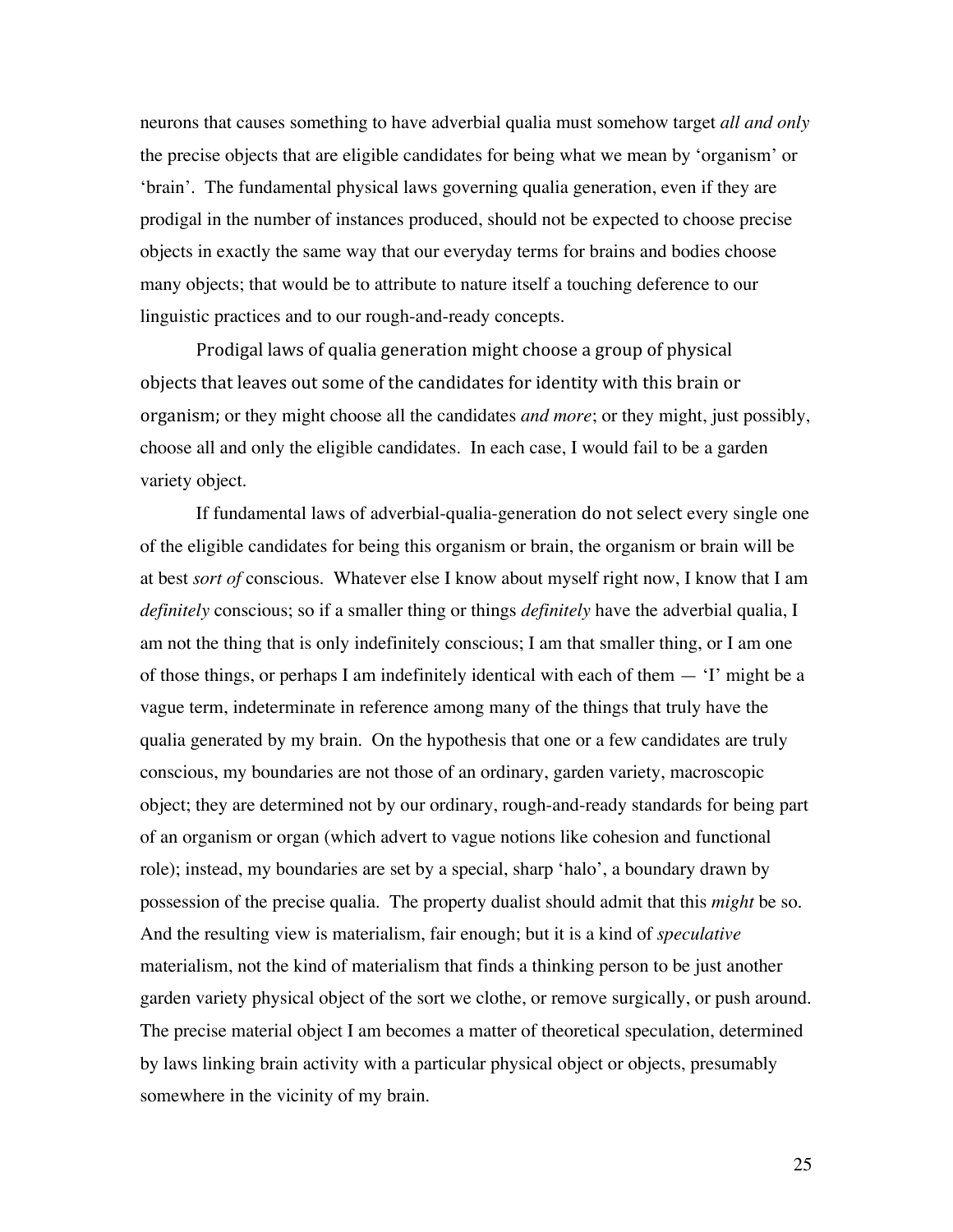neurons that causes something to have adverbial qualia must somehow target *all and only* the precise objects that are eligible candidates for being what we mean by 'organism' or 'brain'. The fundamental physical laws governing qualia generation, even if they are prodigal in the number of instances produced, should not be expected to choose precise objects in exactly the same way that our everyday terms for brains and bodies choose many objects; that would be to attribute to nature itself a touching deference to our linguistic practices and to our rough-and-ready concepts.

Prodigal laws of qualia generation might choose a group of physical objects that leaves out some of the candidates for identity with this brain or organism; or they might choose all the candidates *and more*; or they might, just possibly, choose all and only the eligible candidates. In each case, I would fail to be a garden variety object.

If fundamental laws of adverbial-qualia-generation do not select every single one of the eligible candidates for being this organism or brain, the organism or brain will be at best *sort of* conscious. Whatever else I know about myself right now, I know that I am *definitely* conscious; so if a smaller thing or things *definitely* have the adverbial qualia, I am not the thing that is only indefinitely conscious; I am that smaller thing, or I am one of those things, or perhaps I am indefinitely identical with each of them — 'I' might be a vague term, indeterminate in reference among many of the things that truly have the qualia generated by my brain. On the hypothesis that one or a few candidates are truly conscious, my boundaries are not those of an ordinary, garden variety, macroscopic object; they are determined not by our ordinary, rough-and-ready standards for being part of an organism or organ (which advert to vague notions like cohesion and functional role); instead, my boundaries are set by a special, sharp 'halo', a boundary drawn by possession of the precise qualia. The property dualist should admit that this *might* be so. And the resulting view is materialism, fair enough; but it is a kind of *speculative* materialism, not the kind of materialism that finds a thinking person to be just another garden variety physical object of the sort we clothe, or remove surgically, or push around. The precise material object I am becomes a matter of theoretical speculation, determined by laws linking brain activity with a particular physical object or objects, presumably somewhere in the vicinity of my brain.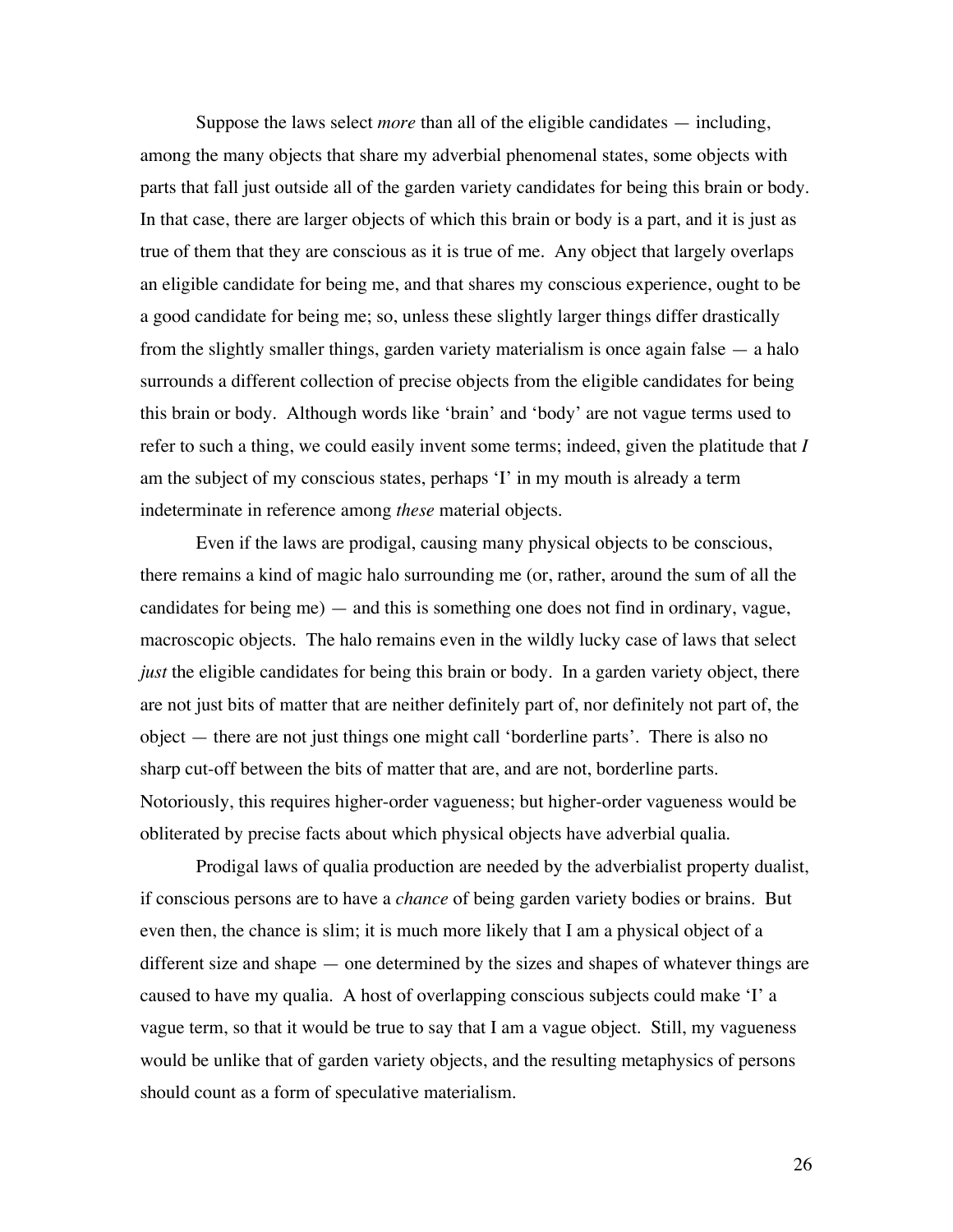Suppose the laws select *more* than all of the eligible candidates — including, among the many objects that share my adverbial phenomenal states, some objects with parts that fall just outside all of the garden variety candidates for being this brain or body. In that case, there are larger objects of which this brain or body is a part, and it is just as true of them that they are conscious as it is true of me. Any object that largely overlaps an eligible candidate for being me, and that shares my conscious experience, ought to be a good candidate for being me; so, unless these slightly larger things differ drastically from the slightly smaller things, garden variety materialism is once again false — a halo surrounds a different collection of precise objects from the eligible candidates for being this brain or body. Although words like 'brain' and 'body' are not vague terms used to refer to such a thing, we could easily invent some terms; indeed, given the platitude that *I* am the subject of my conscious states, perhaps 'I' in my mouth is already a term indeterminate in reference among *these* material objects.

Even if the laws are prodigal, causing many physical objects to be conscious, there remains a kind of magic halo surrounding me (or, rather, around the sum of all the candidates for being me) — and this is something one does not find in ordinary, vague, macroscopic objects. The halo remains even in the wildly lucky case of laws that select *just* the eligible candidates for being this brain or body. In a garden variety object, there are not just bits of matter that are neither definitely part of, nor definitely not part of, the object — there are not just things one might call 'borderline parts'. There is also no sharp cut-off between the bits of matter that are, and are not, borderline parts. Notoriously, this requires higher-order vagueness; but higher-order vagueness would be obliterated by precise facts about which physical objects have adverbial qualia.

Prodigal laws of qualia production are needed by the adverbialist property dualist, if conscious persons are to have a *chance* of being garden variety bodies or brains. But even then, the chance is slim; it is much more likely that I am a physical object of a different size and shape — one determined by the sizes and shapes of whatever things are caused to have my qualia. A host of overlapping conscious subjects could make 'I' a vague term, so that it would be true to say that I am a vague object. Still, my vagueness would be unlike that of garden variety objects, and the resulting metaphysics of persons should count as a form of speculative materialism.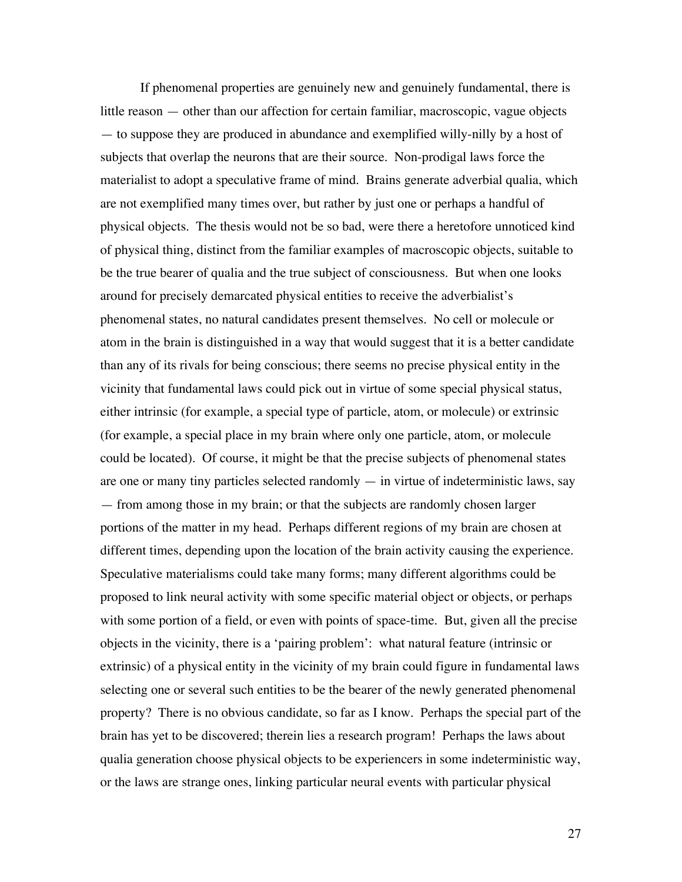If phenomenal properties are genuinely new and genuinely fundamental, there is little reason — other than our affection for certain familiar, macroscopic, vague objects — to suppose they are produced in abundance and exemplified willy-nilly by a host of subjects that overlap the neurons that are their source. Non-prodigal laws force the materialist to adopt a speculative frame of mind. Brains generate adverbial qualia, which are not exemplified many times over, but rather by just one or perhaps a handful of physical objects. The thesis would not be so bad, were there a heretofore unnoticed kind of physical thing, distinct from the familiar examples of macroscopic objects, suitable to be the true bearer of qualia and the true subject of consciousness. But when one looks around for precisely demarcated physical entities to receive the adverbialist's phenomenal states, no natural candidates present themselves. No cell or molecule or atom in the brain is distinguished in a way that would suggest that it is a better candidate than any of its rivals for being conscious; there seems no precise physical entity in the vicinity that fundamental laws could pick out in virtue of some special physical status, either intrinsic (for example, a special type of particle, atom, or molecule) or extrinsic (for example, a special place in my brain where only one particle, atom, or molecule could be located). Of course, it might be that the precise subjects of phenomenal states are one or many tiny particles selected randomly — in virtue of indeterministic laws, say — from among those in my brain; or that the subjects are randomly chosen larger portions of the matter in my head. Perhaps different regions of my brain are chosen at different times, depending upon the location of the brain activity causing the experience. Speculative materialisms could take many forms; many different algorithms could be proposed to link neural activity with some specific material object or objects, or perhaps with some portion of a field, or even with points of space-time. But, given all the precise objects in the vicinity, there is a 'pairing problem': what natural feature (intrinsic or extrinsic) of a physical entity in the vicinity of my brain could figure in fundamental laws selecting one or several such entities to be the bearer of the newly generated phenomenal property? There is no obvious candidate, so far as I know. Perhaps the special part of the brain has yet to be discovered; therein lies a research program! Perhaps the laws about qualia generation choose physical objects to be experiencers in some indeterministic way, or the laws are strange ones, linking particular neural events with particular physical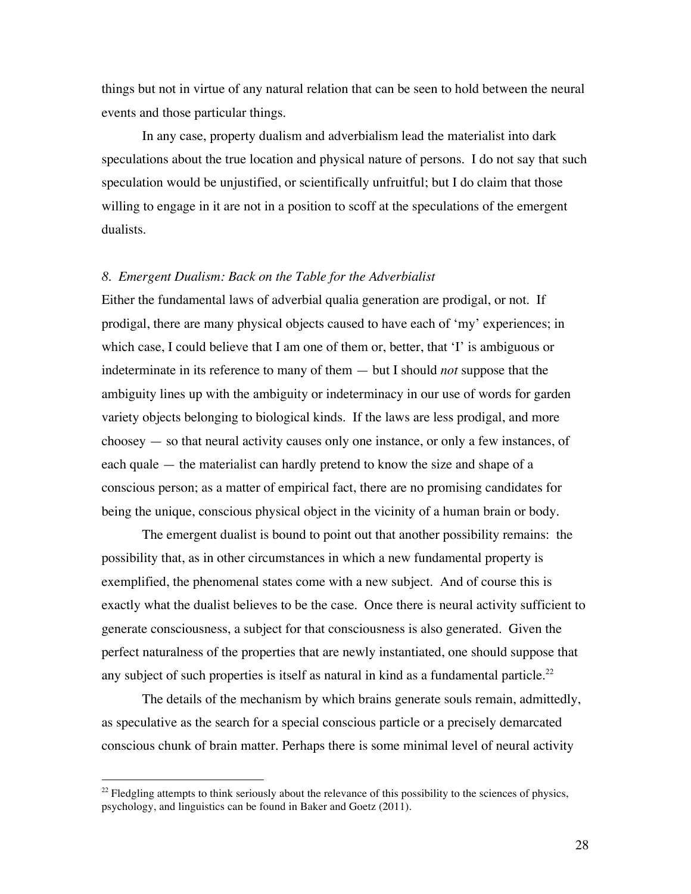things but not in virtue of any natural relation that can be seen to hold between the neural events and those particular things.

In any case, property dualism and adverbialism lead the materialist into dark speculations about the true location and physical nature of persons. I do not say that such speculation would be unjustified, or scientifically unfruitful; but I do claim that those willing to engage in it are not in a position to scoff at the speculations of the emergent dualists.

### *8. Emergent Dualism: Back on the Table for the Adverbialist*

Either the fundamental laws of adverbial qualia generation are prodigal, or not. If prodigal, there are many physical objects caused to have each of 'my' experiences; in which case, I could believe that I am one of them or, better, that 'I' is ambiguous or indeterminate in its reference to many of them — but I should *not* suppose that the ambiguity lines up with the ambiguity or indeterminacy in our use of words for garden variety objects belonging to biological kinds. If the laws are less prodigal, and more choosey — so that neural activity causes only one instance, or only a few instances, of each quale — the materialist can hardly pretend to know the size and shape of a conscious person; as a matter of empirical fact, there are no promising candidates for being the unique, conscious physical object in the vicinity of a human brain or body.

The emergent dualist is bound to point out that another possibility remains: the possibility that, as in other circumstances in which a new fundamental property is exemplified, the phenomenal states come with a new subject. And of course this is exactly what the dualist believes to be the case. Once there is neural activity sufficient to generate consciousness, a subject for that consciousness is also generated. Given the perfect naturalness of the properties that are newly instantiated, one should suppose that any subject of such properties is itself as natural in kind as a fundamental particle.[22]

The details of the mechanism by which brains generate souls remain, admittedly, as speculative as the search for a special conscious particle or a precisely demarcated conscious chunk of brain matter. Perhaps there is some minimal level of neural activity

[22] Fledgling attempts to think seriously about the relevance of this possibility to the sciences of physics, psychology, and linguistics can be found in Baker and Goetz (2011).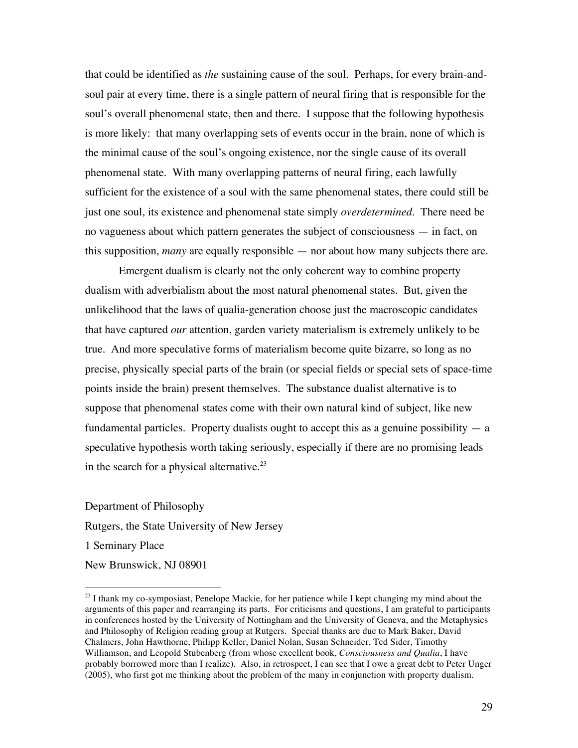that could be identified as *the* sustaining cause of the soul. Perhaps, for every brain-and-soul pair at every time, there is a single pattern of neural firing that is responsible for the soul's overall phenomenal state, then and there. I suppose that the following hypothesis is more likely: that many overlapping sets of events occur in the brain, none of which is the minimal cause of the soul's ongoing existence, nor the single cause of its overall phenomenal state. With many overlapping patterns of neural firing, each lawfully sufficient for the existence of a soul with the same phenomenal states, there could still be just one soul, its existence and phenomenal state simply *overdetermined*. There need be no vagueness about which pattern generates the subject of consciousness — in fact, on this supposition, *many* are equally responsible — nor about how many subjects there are.

Emergent dualism is clearly not the only coherent way to combine property dualism with adverbialism about the most natural phenomenal states. But, given the unlikelihood that the laws of qualia-generation choose just the macroscopic candidates that have captured *our* attention, garden variety materialism is extremely unlikely to be true. And more speculative forms of materialism become quite bizarre, so long as no precise, physically special parts of the brain (or special fields or special sets of space-time points inside the brain) present themselves. The substance dualist alternative is to suppose that phenomenal states come with their own natural kind of subject, like new fundamental particles. Property dualists ought to accept this as a genuine possibility — a speculative hypothesis worth taking seriously, especially if there are no promising leads in the search for a physical alternative.[23]

Department of Philosophy
Rutgers, the State University of New Jersey
1 Seminary Place
New Brunswick, NJ 08901

[23] I thank my co-symposiast, Penelope Mackie, for her patience while I kept changing my mind about the arguments of this paper and rearranging its parts. For criticisms and questions, I am grateful to participants in conferences hosted by the University of Nottingham and the University of Geneva, and the Metaphysics and Philosophy of Religion reading group at Rutgers. Special thanks are due to Mark Baker, David Chalmers, John Hawthorne, Philipp Keller, Daniel Nolan, Susan Schneider, Ted Sider, Timothy Williamson, and Leopold Stubenberg (from whose excellent book, *Consciousness and Qualia*, I have probably borrowed more than I realize). Also, in retrospect, I can see that I owe a great debt to Peter Unger (2005), who first got me thinking about the problem of the many in conjunction with property dualism.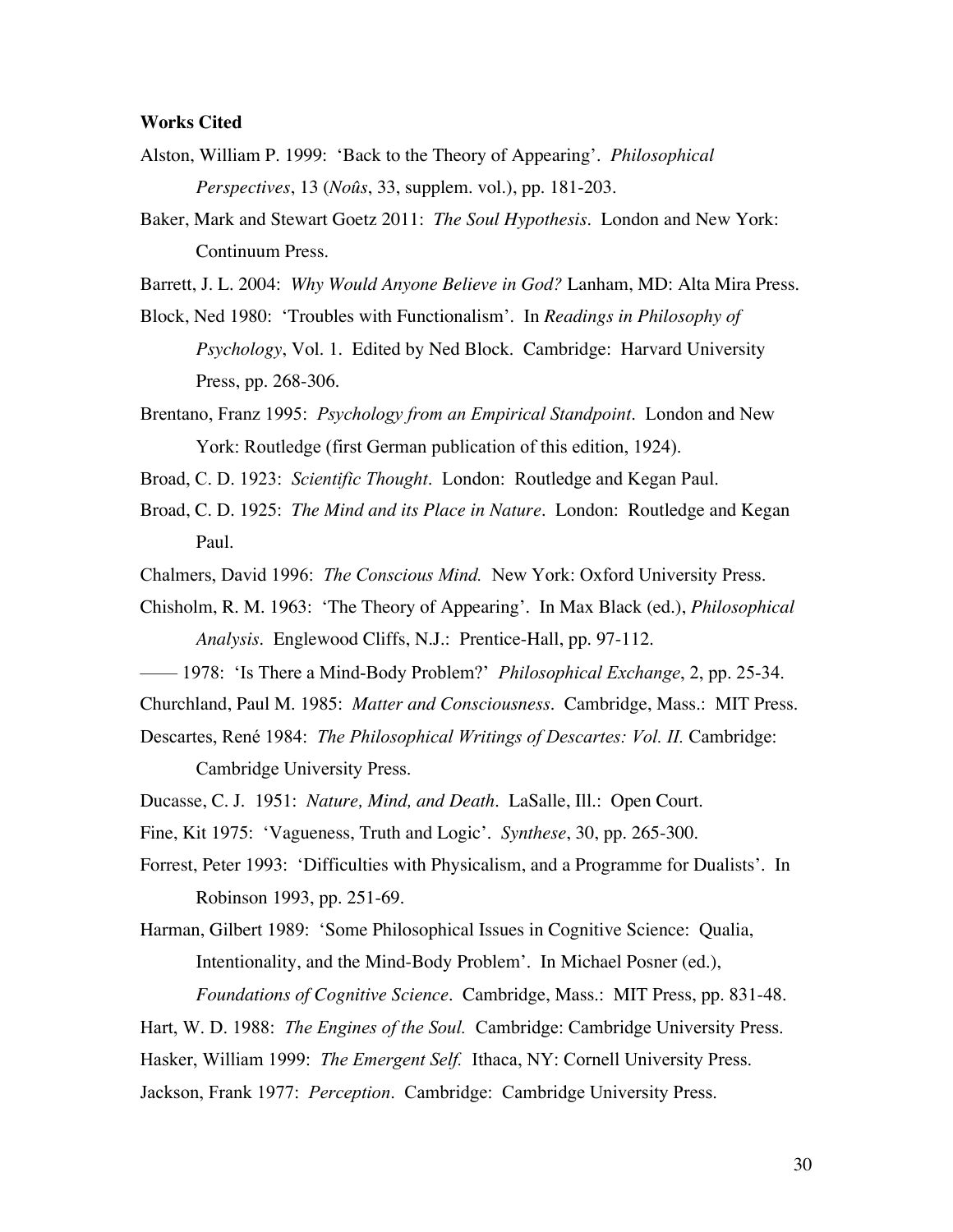**Works Cited**

Alston, William P. 1999: 'Back to the Theory of Appearing'. *Philosophical Perspectives*, 13 (*Noûs*, 33, supplem. vol.), pp. 181-203.

Baker, Mark and Stewart Goetz 2011: *The Soul Hypothesis*. London and New York: Continuum Press.

Barrett, J. L. 2004: *Why Would Anyone Believe in God?* Lanham, MD: Alta Mira Press.

Block, Ned 1980: 'Troubles with Functionalism'. In *Readings in Philosophy of Psychology*, Vol. 1. Edited by Ned Block. Cambridge: Harvard University Press, pp. 268-306.

Brentano, Franz 1995: *Psychology from an Empirical Standpoint*. London and New York: Routledge (first German publication of this edition, 1924).

Broad, C. D. 1923: *Scientific Thought*. London: Routledge and Kegan Paul.

Broad, C. D. 1925: *The Mind and its Place in Nature*. London: Routledge and Kegan Paul.

Chalmers, David 1996: *The Conscious Mind.* New York: Oxford University Press.

Chisholm, R. M. 1963: 'The Theory of Appearing'. In Max Black (ed.), *Philosophical Analysis*. Englewood Cliffs, N.J.: Prentice-Hall, pp. 97-112.

—— 1978: 'Is There a Mind-Body Problem?' *Philosophical Exchange*, 2, pp. 25-34.

Churchland, Paul M. 1985: *Matter and Consciousness*. Cambridge, Mass.: MIT Press.

Descartes, René 1984: *The Philosophical Writings of Descartes: Vol. II.* Cambridge: Cambridge University Press.

Ducasse, C. J. 1951: *Nature, Mind, and Death*. LaSalle, Ill.: Open Court.

Fine, Kit 1975: 'Vagueness, Truth and Logic'. *Synthese*, 30, pp. 265-300.

Forrest, Peter 1993: 'Difficulties with Physicalism, and a Programme for Dualists'. In Robinson 1993, pp. 251-69.

Harman, Gilbert 1989: 'Some Philosophical Issues in Cognitive Science: Qualia, Intentionality, and the Mind-Body Problem'. In Michael Posner (ed.), *Foundations of Cognitive Science*. Cambridge, Mass.: MIT Press, pp. 831-48.

Hart, W. D. 1988: *The Engines of the Soul.* Cambridge: Cambridge University Press.

Hasker, William 1999: *The Emergent Self.* Ithaca, NY: Cornell University Press.

Jackson, Frank 1977: *Perception*. Cambridge: Cambridge University Press.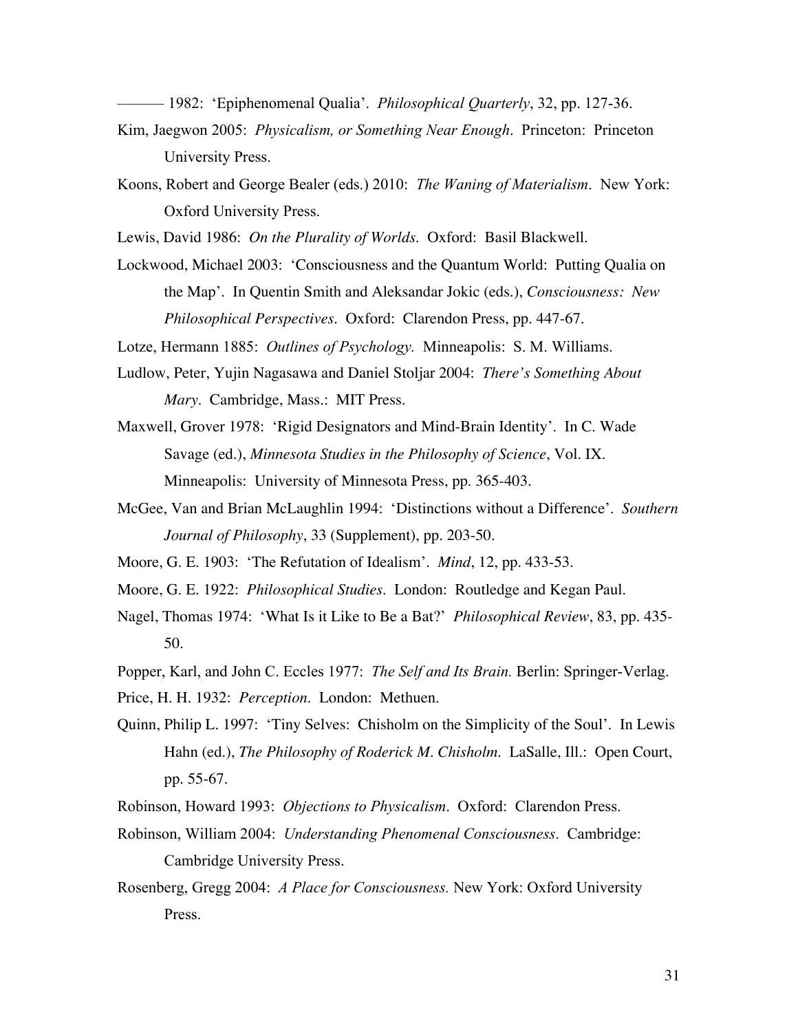——— 1982: 'Epiphenomenal Qualia'. *Philosophical Quarterly*, 32, pp. 127-36.

Kim, Jaegwon 2005: *Physicalism, or Something Near Enough*. Princeton: Princeton University Press.

Koons, Robert and George Bealer (eds.) 2010: *The Waning of Materialism*. New York: Oxford University Press.

Lewis, David 1986: *On the Plurality of Worlds*. Oxford: Basil Blackwell.

Lockwood, Michael 2003: 'Consciousness and the Quantum World: Putting Qualia on the Map'. In Quentin Smith and Aleksandar Jokic (eds.), *Consciousness: New Philosophical Perspectives*. Oxford: Clarendon Press, pp. 447-67.

Lotze, Hermann 1885: *Outlines of Psychology.* Minneapolis: S. M. Williams.

Ludlow, Peter, Yujin Nagasawa and Daniel Stoljar 2004: *There's Something About Mary*. Cambridge, Mass.: MIT Press.

Maxwell, Grover 1978: 'Rigid Designators and Mind-Brain Identity'. In C. Wade Savage (ed.), *Minnesota Studies in the Philosophy of Science*, Vol. IX. Minneapolis: University of Minnesota Press, pp. 365-403.

McGee, Van and Brian McLaughlin 1994: 'Distinctions without a Difference'. *Southern Journal of Philosophy*, 33 (Supplement), pp. 203-50.

Moore, G. E. 1903: 'The Refutation of Idealism'. *Mind*, 12, pp. 433-53.

Moore, G. E. 1922: *Philosophical Studies*. London: Routledge and Kegan Paul.

Nagel, Thomas 1974: 'What Is it Like to Be a Bat?' *Philosophical Review*, 83, pp. 435-50.

Popper, Karl, and John C. Eccles 1977: *The Self and Its Brain.* Berlin: Springer-Verlag.

Price, H. H. 1932: *Perception*. London: Methuen.

Quinn, Philip L. 1997: 'Tiny Selves: Chisholm on the Simplicity of the Soul'. In Lewis Hahn (ed.), *The Philosophy of Roderick M. Chisholm*. LaSalle, Ill.: Open Court, pp. 55-67.

Robinson, Howard 1993: *Objections to Physicalism*. Oxford: Clarendon Press.

Robinson, William 2004: *Understanding Phenomenal Consciousness*. Cambridge: Cambridge University Press.

Rosenberg, Gregg 2004: *A Place for Consciousness.* New York: Oxford University Press.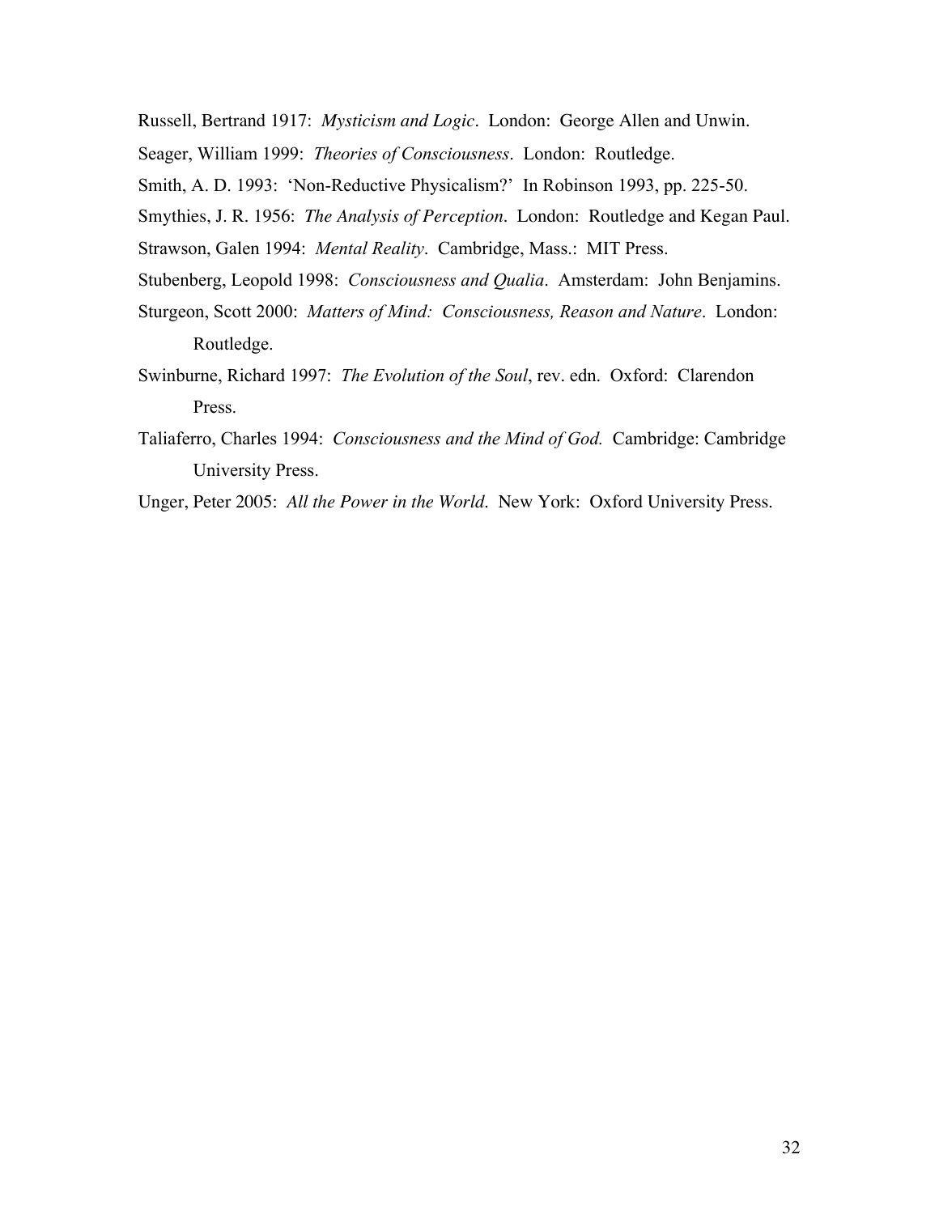Russell, Bertrand 1917: *Mysticism and Logic*. London: George Allen and Unwin.

Seager, William 1999: *Theories of Consciousness*. London: Routledge.

Smith, A. D. 1993: 'Non-Reductive Physicalism?' In Robinson 1993, pp. 225-50.

Smythies, J. R. 1956: *The Analysis of Perception*. London: Routledge and Kegan Paul.

Strawson, Galen 1994: *Mental Reality*. Cambridge, Mass.: MIT Press.

Stubenberg, Leopold 1998: *Consciousness and Qualia*. Amsterdam: John Benjamins.

Sturgeon, Scott 2000: *Matters of Mind: Consciousness, Reason and Nature*. London: Routledge.

Swinburne, Richard 1997: *The Evolution of the Soul*, rev. edn. Oxford: Clarendon Press.

Taliaferro, Charles 1994: *Consciousness and the Mind of God.* Cambridge: Cambridge University Press.

Unger, Peter 2005: *All the Power in the World*. New York: Oxford University Press.